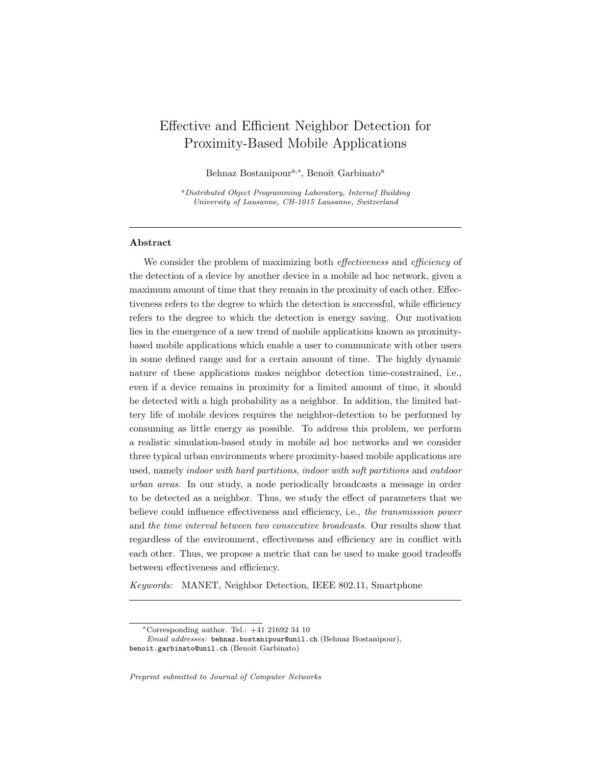# Effective and Efficient Neighbor Detection for Proximity-Based Mobile Applications

Behnaz Bostanipour[a,*], Benoît Garbinato[a]

[a] *Distributed Object Programming Laboratory, Internef Building University of Lausanne, CH-1015 Lausanne, Switzerland*

---

## Abstract

We consider the problem of maximizing both *effectiveness* and *efficiency* of the detection of a device by another device in a mobile ad hoc network, given a maximum amount of time that they remain in the proximity of each other. Effectiveness refers to the degree to which the detection is successful, while efficiency refers to the degree to which the detection is energy saving. Our motivation lies in the emergence of a new trend of mobile applications known as proximity-based mobile applications which enable a user to communicate with other users in some defined range and for a certain amount of time. The highly dynamic nature of these applications makes neighbor detection time-constrained, i.e., even if a device remains in proximity for a limited amount of time, it should be detected with a high probability as a neighbor. In addition, the limited battery life of mobile devices requires the neighbor-detection to be performed by consuming as little energy as possible. To address this problem, we perform a realistic simulation-based study in mobile ad hoc networks and we consider three typical urban environments where proximity-based mobile applications are used, namely *indoor with hard partitions*, *indoor with soft partitions* and *outdoor urban areas*. In our study, a node periodically broadcasts a message in order to be detected as a neighbor. Thus, we study the effect of parameters that we believe could influence effectiveness and efficiency, i.e., *the transmission power* and *the time interval between two consecutive broadcasts*. Our results show that regardless of the environment, effectiveness and efficiency are in conflict with each other. Thus, we propose a metric that can be used to make good tradeoffs between effectiveness and efficiency.

*Keywords:* MANET, Neighbor Detection, IEEE 802.11, Smartphone

---

[*] Corresponding author. Tel.: +41 21692 34 10
*Email addresses:* behnaz.bostanipour@unil.ch (Behnaz Bostanipour), benoit.garbinato@unil.ch (Benoît Garbinato)

*Preprint submitted to Journal of Computer Networks*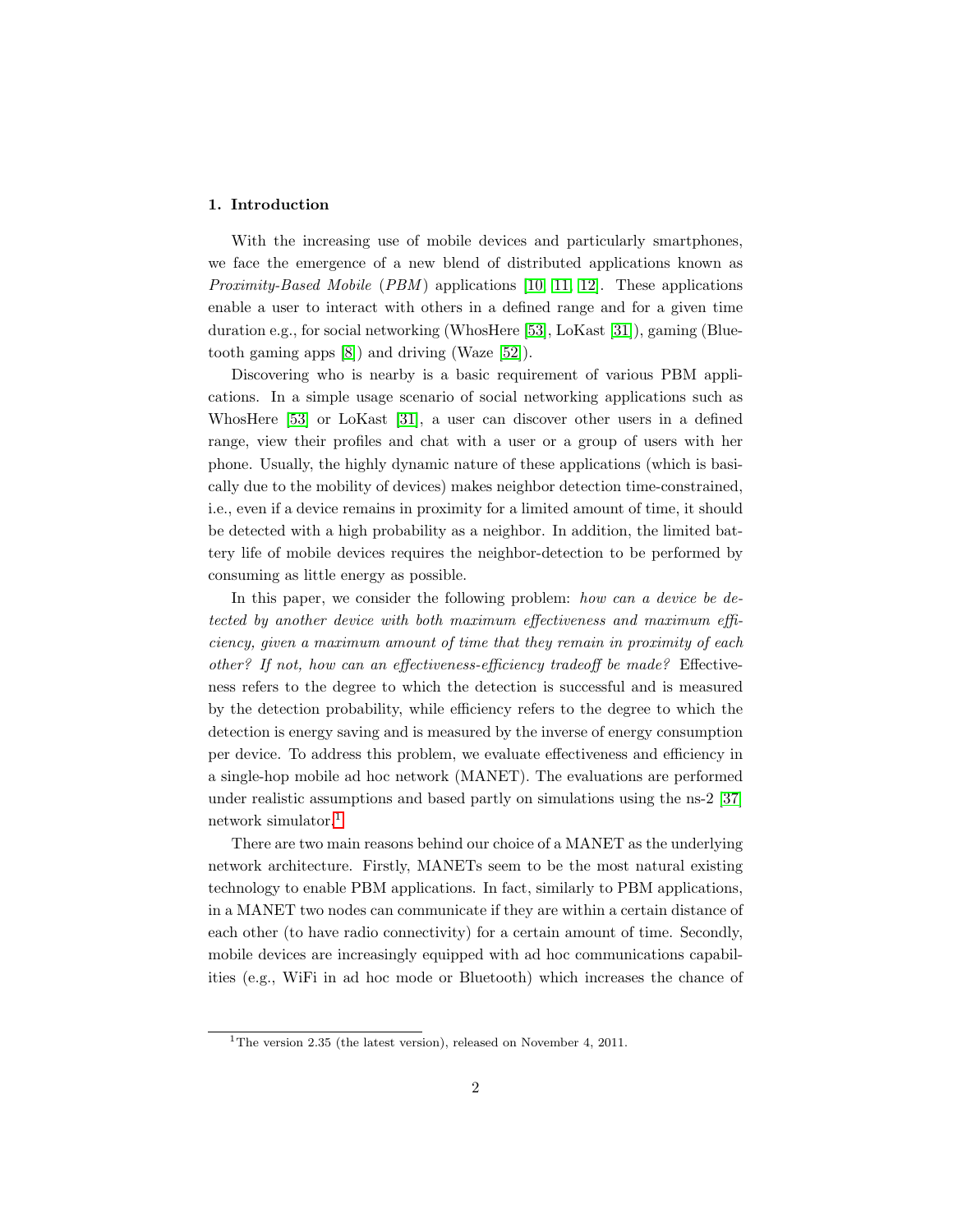## 1. Introduction

With the increasing use of mobile devices and particularly smartphones, we face the emergence of a new blend of distributed applications known as *Proximity-Based Mobile* (*PBM*) applications [10, 11, 12]. These applications enable a user to interact with others in a defined range and for a given time duration e.g., for social networking (WhosHere [53], LoKast [31]), gaming (Bluetooth gaming apps [8]) and driving (Waze [52]).

Discovering who is nearby is a basic requirement of various PBM applications. In a simple usage scenario of social networking applications such as WhosHere [53] or LoKast [31], a user can discover other users in a defined range, view their profiles and chat with a user or a group of users with her phone. Usually, the highly dynamic nature of these applications (which is basically due to the mobility of devices) makes neighbor detection time-constrained, i.e., even if a device remains in proximity for a limited amount of time, it should be detected with a high probability as a neighbor. In addition, the limited battery life of mobile devices requires the neighbor-detection to be performed by consuming as little energy as possible.

In this paper, we consider the following problem: *how can a device be detected by another device with both maximum effectiveness and maximum efficiency, given a maximum amount of time that they remain in proximity of each other? If not, how can an effectiveness-efficiency tradeoff be made?* Effectiveness refers to the degree to which the detection is successful and is measured by the detection probability, while efficiency refers to the degree to which the detection is energy saving and is measured by the inverse of energy consumption per device. To address this problem, we evaluate effectiveness and efficiency in a single-hop mobile ad hoc network (MANET). The evaluations are performed under realistic assumptions and based partly on simulations using the ns-2 [37] network simulator.[1]

There are two main reasons behind our choice of a MANET as the underlying network architecture. Firstly, MANETs seem to be the most natural existing technology to enable PBM applications. In fact, similarly to PBM applications, in a MANET two nodes can communicate if they are within a certain distance of each other (to have radio connectivity) for a certain amount of time. Secondly, mobile devices are increasingly equipped with ad hoc communications capabilities (e.g., WiFi in ad hoc mode or Bluetooth) which increases the chance of

---
[1] The version 2.35 (the latest version), released on November 4, 2011.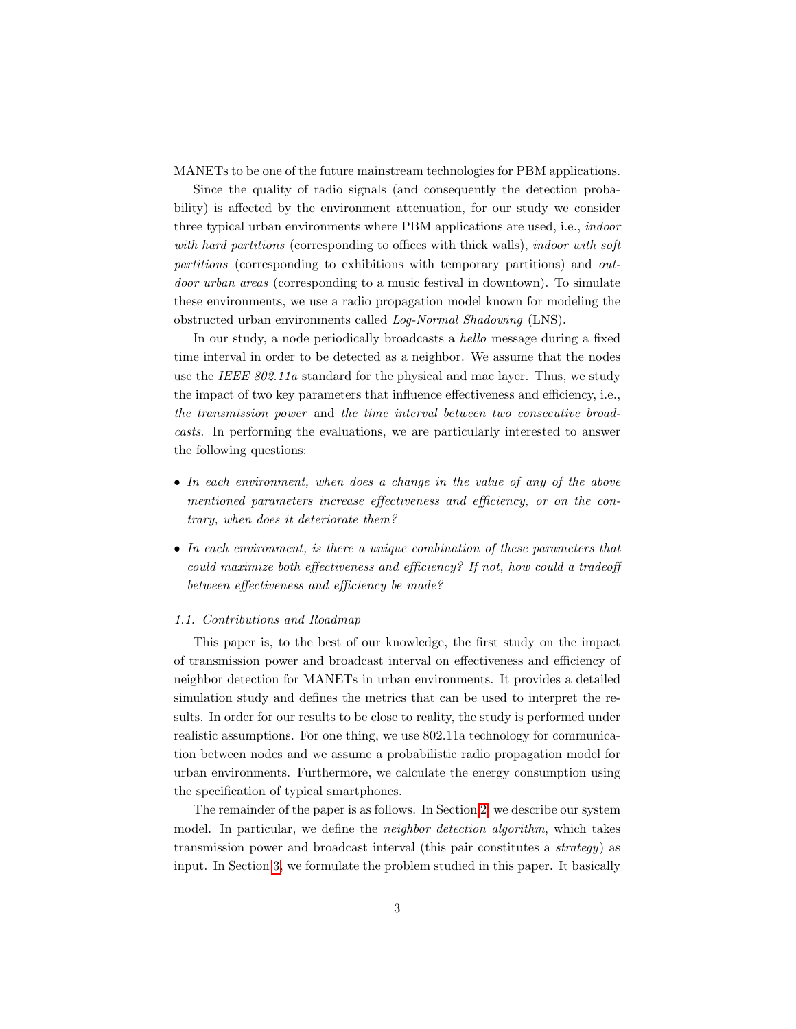MANETs to be one of the future mainstream technologies for PBM applications.

Since the quality of radio signals (and consequently the detection probability) is affected by the environment attenuation, for our study we consider three typical urban environments where PBM applications are used, i.e., *indoor with hard partitions* (corresponding to offices with thick walls), *indoor with soft partitions* (corresponding to exhibitions with temporary partitions) and *outdoor urban areas* (corresponding to a music festival in downtown). To simulate these environments, we use a radio propagation model known for modeling the obstructed urban environments called *Log-Normal Shadowing* (LNS).

In our study, a node periodically broadcasts a *hello* message during a fixed time interval in order to be detected as a neighbor. We assume that the nodes use the *IEEE 802.11a* standard for the physical and mac layer. Thus, we study the impact of two key parameters that influence effectiveness and efficiency, i.e., *the transmission power* and *the time interval between two consecutive broadcasts*. In performing the evaluations, we are particularly interested to answer the following questions:

- *In each environment, when does a change in the value of any of the above mentioned parameters increase effectiveness and efficiency, or on the contrary, when does it deteriorate them?*
- *In each environment, is there a unique combination of these parameters that could maximize both effectiveness and efficiency? If not, how could a tradeoff between effectiveness and efficiency be made?*

### 1.1. Contributions and Roadmap

This paper is, to the best of our knowledge, the first study on the impact of transmission power and broadcast interval on effectiveness and efficiency of neighbor detection for MANETs in urban environments. It provides a detailed simulation study and defines the metrics that can be used to interpret the results. In order for our results to be close to reality, the study is performed under realistic assumptions. For one thing, we use 802.11a technology for communication between nodes and we assume a probabilistic radio propagation model for urban environments. Furthermore, we calculate the energy consumption using the specification of typical smartphones.

The remainder of the paper is as follows. In Section 2, we describe our system model. In particular, we define the *neighbor detection algorithm*, which takes transmission power and broadcast interval (this pair constitutes a *strategy*) as input. In Section 3, we formulate the problem studied in this paper. It basically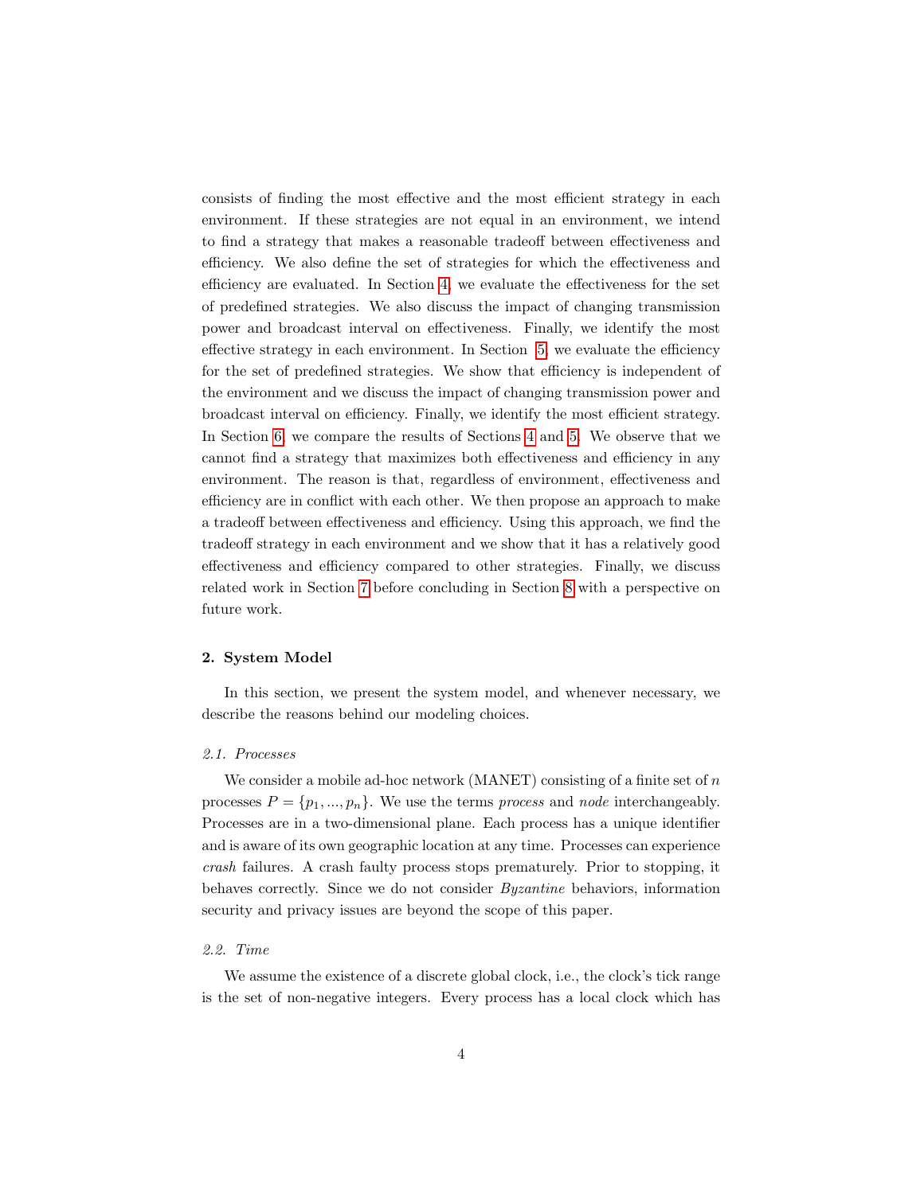consists of finding the most effective and the most efficient strategy in each environment. If these strategies are not equal in an environment, we intend to find a strategy that makes a reasonable tradeoff between effectiveness and efficiency. We also define the set of strategies for which the effectiveness and efficiency are evaluated. In Section 4, we evaluate the effectiveness for the set of predefined strategies. We also discuss the impact of changing transmission power and broadcast interval on effectiveness. Finally, we identify the most effective strategy in each environment. In Section 5, we evaluate the efficiency for the set of predefined strategies. We show that efficiency is independent of the environment and we discuss the impact of changing transmission power and broadcast interval on efficiency. Finally, we identify the most efficient strategy. In Section 6, we compare the results of Sections 4 and 5. We observe that we cannot find a strategy that maximizes both effectiveness and efficiency in any environment. The reason is that, regardless of environment, effectiveness and efficiency are in conflict with each other. We then propose an approach to make a tradeoff between effectiveness and efficiency. Using this approach, we find the tradeoff strategy in each environment and we show that it has a relatively good effectiveness and efficiency compared to other strategies. Finally, we discuss related work in Section 7 before concluding in Section 8 with a perspective on future work.

## 2. System Model

In this section, we present the system model, and whenever necessary, we describe the reasons behind our modeling choices.

### 2.1. Processes

We consider a mobile ad-hoc network (MANET) consisting of a finite set of $n$ processes $P = \{p_1, ..., p_n\}$. We use the terms *process* and *node* interchangeably. Processes are in a two-dimensional plane. Each process has a unique identifier and is aware of its own geographic location at any time. Processes can experience *crash* failures. A crash faulty process stops prematurely. Prior to stopping, it behaves correctly. Since we do not consider *Byzantine* behaviors, information security and privacy issues are beyond the scope of this paper.

### 2.2. Time

We assume the existence of a discrete global clock, i.e., the clock's tick range is the set of non-negative integers. Every process has a local clock which has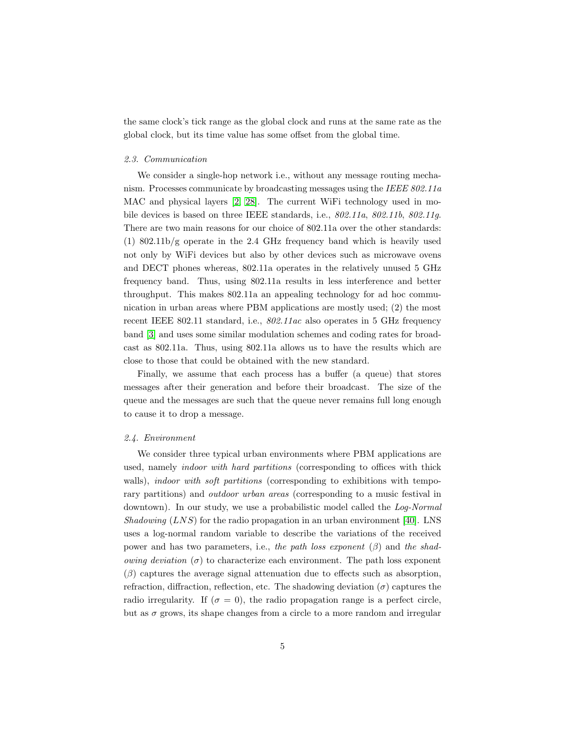the same clock's tick range as the global clock and runs at the same rate as the global clock, but its time value has some offset from the global time.

### *2.3. Communication*

We consider a single-hop network i.e., without any message routing mechanism. Processes communicate by broadcasting messages using the *IEEE 802.11a* MAC and physical layers [2, 28]. The current WiFi technology used in mobile devices is based on three IEEE standards, i.e., *802.11a*, *802.11b*, *802.11g*. There are two main reasons for our choice of 802.11a over the other standards: (1) 802.11b/g operate in the 2.4 GHz frequency band which is heavily used not only by WiFi devices but also by other devices such as microwave ovens and DECT phones whereas, 802.11a operates in the relatively unused 5 GHz frequency band. Thus, using 802.11a results in less interference and better throughput. This makes 802.11a an appealing technology for ad hoc communication in urban areas where PBM applications are mostly used; (2) the most recent IEEE 802.11 standard, i.e., *802.11ac* also operates in 5 GHz frequency band [3] and uses some similar modulation schemes and coding rates for broadcast as 802.11a. Thus, using 802.11a allows us to have the results which are close to those that could be obtained with the new standard.

Finally, we assume that each process has a buffer (a queue) that stores messages after their generation and before their broadcast. The size of the queue and the messages are such that the queue never remains full long enough to cause it to drop a message.

### *2.4. Environment*

We consider three typical urban environments where PBM applications are used, namely *indoor with hard partitions* (corresponding to offices with thick walls), *indoor with soft partitions* (corresponding to exhibitions with temporary partitions) and *outdoor urban areas* (corresponding to a music festival in downtown). In our study, we use a probabilistic model called the *Log-Normal Shadowing* (*LNS*) for the radio propagation in an urban environment [40]. LNS uses a log-normal random variable to describe the variations of the received power and has two parameters, i.e., *the path loss exponent* ($\beta$) and *the shadowing deviation* ($\sigma$) to characterize each environment. The path loss exponent ($\beta$) captures the average signal attenuation due to effects such as absorption, refraction, diffraction, reflection, etc. The shadowing deviation ($\sigma$) captures the radio irregularity. If ($\sigma = 0$), the radio propagation range is a perfect circle, but as $\sigma$ grows, its shape changes from a circle to a more random and irregular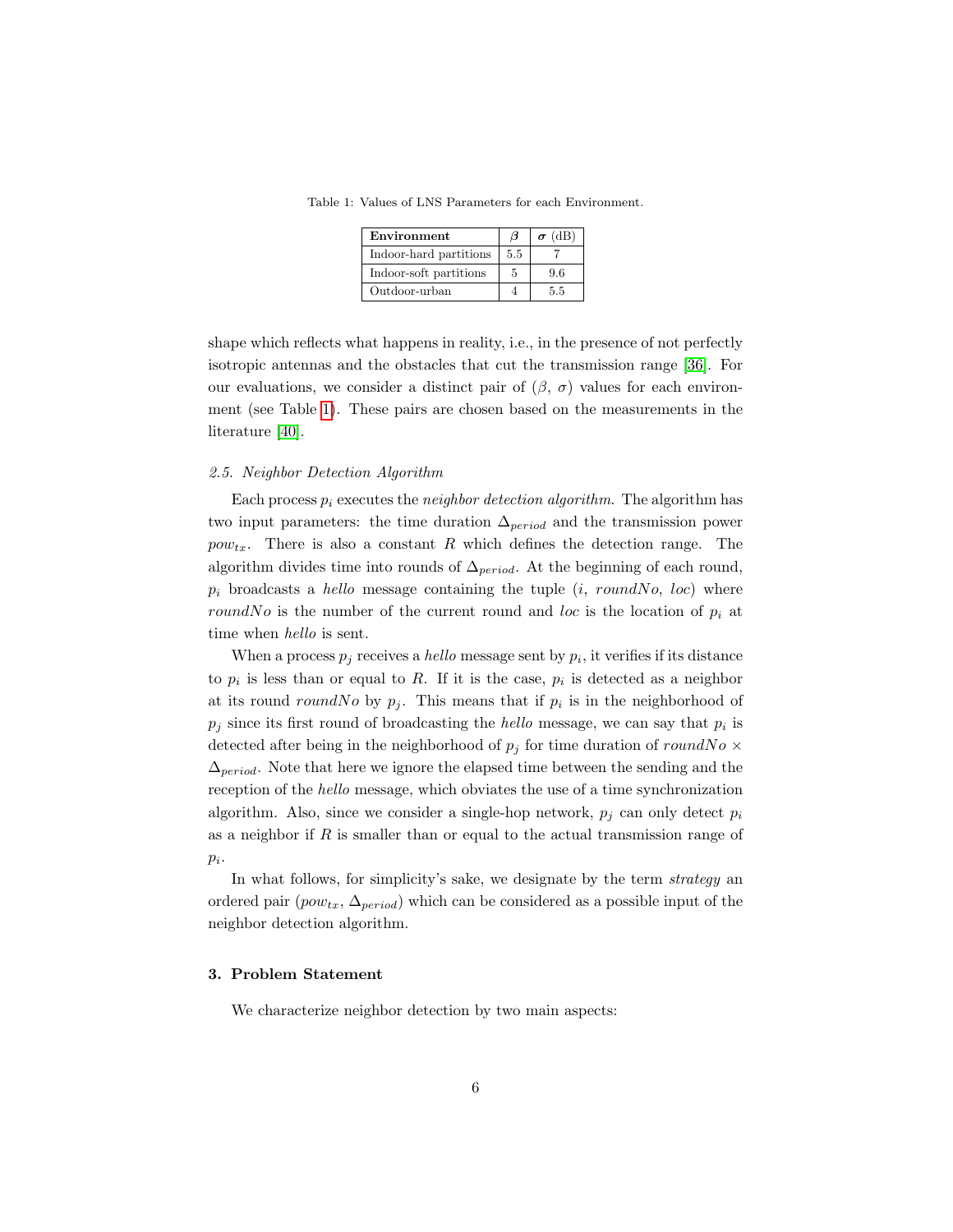Table 1: Values of LNS Parameters for each Environment.

| **Environment** | $\beta$ | $\sigma$ (dB) |
| --- | --- | --- |
| Indoor-hard partitions | 5.5 | 7 |
| Indoor-soft partitions | 5 | 9.6 |
| Outdoor-urban | 4 | 5.5 |

shape which reflects what happens in reality, i.e., in the presence of not perfectly isotropic antennas and the obstacles that cut the transmission range [36]. For our evaluations, we consider a distinct pair of ($\beta$, $\sigma$) values for each environment (see Table 1). These pairs are chosen based on the measurements in the literature [40].

### 2.5. Neighbor Detection Algorithm

Each process $p_i$ executes the *neighbor detection algorithm*. The algorithm has two input parameters: the time duration $\Delta_{period}$ and the transmission power $pow_{tx}$. There is also a constant $R$ which defines the detection range. The algorithm divides time into rounds of $\Delta_{period}$. At the beginning of each round, $p_i$ broadcasts a *hello* message containing the tuple ($i$, $roundNo$, $loc$) where $roundNo$ is the number of the current round and $loc$ is the location of $p_i$ at time when *hello* is sent.

When a process $p_j$ receives a *hello* message sent by $p_i$, it verifies if its distance to $p_i$ is less than or equal to $R$. If it is the case, $p_i$ is detected as a neighbor at its round $roundNo$ by $p_j$. This means that if $p_i$ is in the neighborhood of $p_j$ since its first round of broadcasting the *hello* message, we can say that $p_i$ is detected after being in the neighborhood of $p_j$ for time duration of $roundNo \times \Delta_{period}$. Note that here we ignore the elapsed time between the sending and the reception of the *hello* message, which obviates the use of a time synchronization algorithm. Also, since we consider a single-hop network, $p_j$ can only detect $p_i$ as a neighbor if $R$ is smaller than or equal to the actual transmission range of $p_i$.

In what follows, for simplicity's sake, we designate by the term *strategy* an ordered pair ($pow_{tx}$, $\Delta_{period}$) which can be considered as a possible input of the neighbor detection algorithm.

## 3. Problem Statement

We characterize neighbor detection by two main aspects: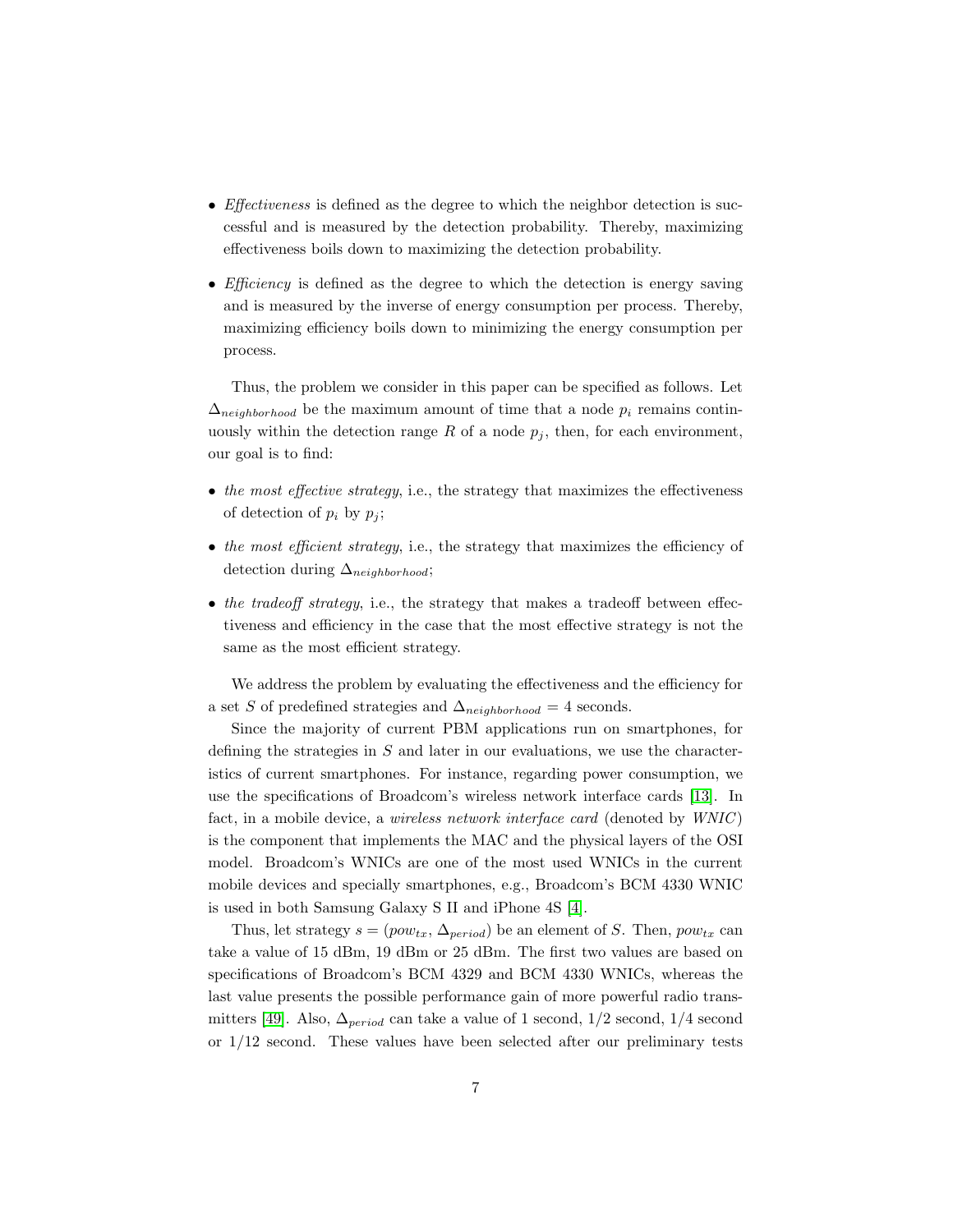- *Effectiveness* is defined as the degree to which the neighbor detection is successful and is measured by the detection probability. Thereby, maximizing effectiveness boils down to maximizing the detection probability.

- *Efficiency* is defined as the degree to which the detection is energy saving and is measured by the inverse of energy consumption per process. Thereby, maximizing efficiency boils down to minimizing the energy consumption per process.

Thus, the problem we consider in this paper can be specified as follows. Let $\Delta_{neighborhood}$ be the maximum amount of time that a node $p_i$ remains continuously within the detection range $R$ of a node $p_j$, then, for each environment, our goal is to find:

- *the most effective strategy*, i.e., the strategy that maximizes the effectiveness of detection of $p_i$ by $p_j$;

- *the most efficient strategy*, i.e., the strategy that maximizes the efficiency of detection during $\Delta_{neighborhood}$;

- *the tradeoff strategy*, i.e., the strategy that makes a tradeoff between effectiveness and efficiency in the case that the most effective strategy is not the same as the most efficient strategy.

We address the problem by evaluating the effectiveness and the efficiency for a set $S$ of predefined strategies and $\Delta_{neighborhood} = 4$ seconds.

Since the majority of current PBM applications run on smartphones, for defining the strategies in $S$ and later in our evaluations, we use the characteristics of current smartphones. For instance, regarding power consumption, we use the specifications of Broadcom's wireless network interface cards [13]. In fact, in a mobile device, a *wireless network interface card* (denoted by *WNIC*) is the component that implements the MAC and the physical layers of the OSI model. Broadcom's WNICs are one of the most used WNICs in the current mobile devices and specially smartphones, e.g., Broadcom's BCM 4330 WNIC is used in both Samsung Galaxy S II and iPhone 4S [4].

Thus, let strategy $s = (pow_{tx}, \Delta_{period})$ be an element of $S$. Then, $pow_{tx}$ can take a value of 15 dBm, 19 dBm or 25 dBm. The first two values are based on specifications of Broadcom's BCM 4329 and BCM 4330 WNICs, whereas the last value presents the possible performance gain of more powerful radio transmitters [49]. Also, $\Delta_{period}$ can take a value of 1 second, 1/2 second, 1/4 second or 1/12 second. These values have been selected after our preliminary tests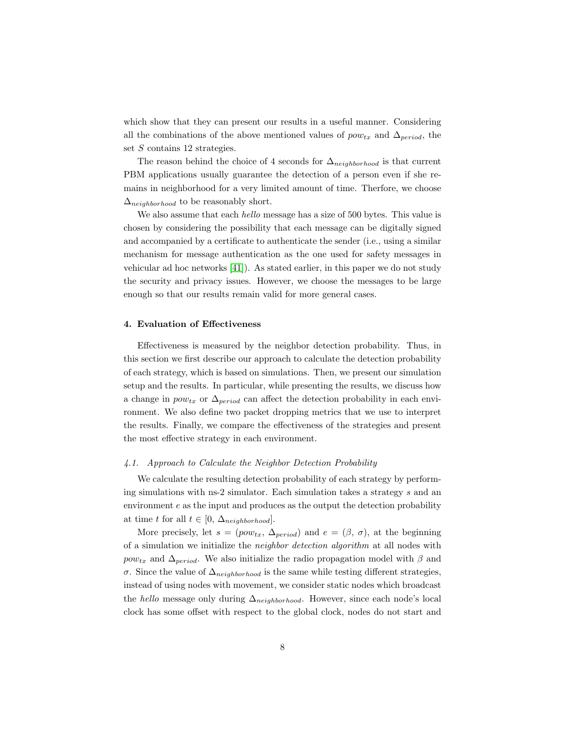which show that they can present our results in a useful manner. Considering all the combinations of the above mentioned values of $pow_{tx}$ and $\Delta_{period}$, the set $S$ contains 12 strategies.

The reason behind the choice of 4 seconds for $\Delta_{neighborhood}$ is that current PBM applications usually guarantee the detection of a person even if she remains in neighborhood for a very limited amount of time. Therfore, we choose $\Delta_{neighborhood}$ to be reasonably short.

We also assume that each *hello* message has a size of 500 bytes. This value is chosen by considering the possibility that each message can be digitally signed and accompanied by a certificate to authenticate the sender (i.e., using a similar mechanism for message authentication as the one used for safety messages in vehicular ad hoc networks [41]). As stated earlier, in this paper we do not study the security and privacy issues. However, we choose the messages to be large enough so that our results remain valid for more general cases.

## 4. Evaluation of Effectiveness

Effectiveness is measured by the neighbor detection probability. Thus, in this section we first describe our approach to calculate the detection probability of each strategy, which is based on simulations. Then, we present our simulation setup and the results. In particular, while presenting the results, we discuss how a change in $pow_{tx}$ or $\Delta_{period}$ can affect the detection probability in each environment. We also define two packet dropping metrics that we use to interpret the results. Finally, we compare the effectiveness of the strategies and present the most effective strategy in each environment.

### *4.1. Approach to Calculate the Neighbor Detection Probability*

We calculate the resulting detection probability of each strategy by performing simulations with ns-2 simulator. Each simulation takes a strategy $s$ and an environment $e$ as the input and produces as the output the detection probability at time $t$ for all $t \in [0, \Delta_{neighborhood}]$.

More precisely, let $s = (pow_{tx}, \Delta_{period})$ and $e = (\beta, \sigma)$, at the beginning of a simulation we initialize the *neighbor detection algorithm* at all nodes with $pow_{tx}$ and $\Delta_{period}$. We also initialize the radio propagation model with $\beta$ and $\sigma$. Since the value of $\Delta_{neighborhood}$ is the same while testing different strategies, instead of using nodes with movement, we consider static nodes which broadcast the *hello* message only during $\Delta_{neighborhood}$. However, since each node's local clock has some offset with respect to the global clock, nodes do not start and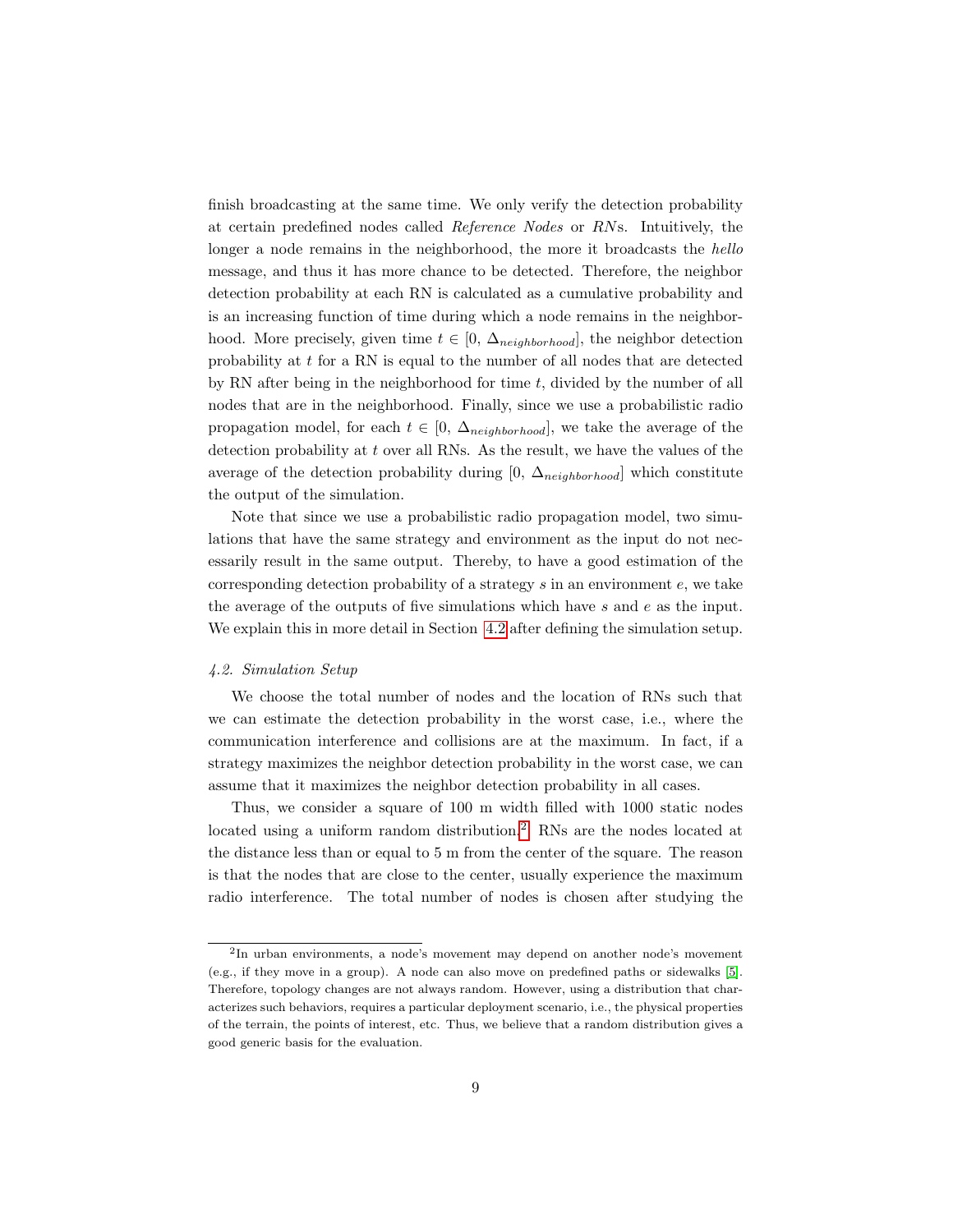finish broadcasting at the same time. We only verify the detection probability at certain predefined nodes called *Reference Nodes* or *RN*s. Intuitively, the longer a node remains in the neighborhood, the more it broadcasts the *hello* message, and thus it has more chance to be detected. Therefore, the neighbor detection probability at each RN is calculated as a cumulative probability and is an increasing function of time during which a node remains in the neighborhood. More precisely, given time $t \in [0,\, \Delta_{neighborhood}]$, the neighbor detection probability at $t$ for a RN is equal to the number of all nodes that are detected by RN after being in the neighborhood for time $t$, divided by the number of all nodes that are in the neighborhood. Finally, since we use a probabilistic radio propagation model, for each $t \in [0,\, \Delta_{neighborhood}]$, we take the average of the detection probability at $t$ over all RNs. As the result, we have the values of the average of the detection probability during $[0,\, \Delta_{neighborhood}]$ which constitute the output of the simulation.

Note that since we use a probabilistic radio propagation model, two simulations that have the same strategy and environment as the input do not necessarily result in the same output. Thereby, to have a good estimation of the corresponding detection probability of a strategy $s$ in an environment $e$, we take the average of the outputs of five simulations which have $s$ and $e$ as the input. We explain this in more detail in Section 4.2 after defining the simulation setup.

### *4.2. Simulation Setup*

We choose the total number of nodes and the location of RNs such that we can estimate the detection probability in the worst case, i.e., where the communication interference and collisions are at the maximum. In fact, if a strategy maximizes the neighbor detection probability in the worst case, we can assume that it maximizes the neighbor detection probability in all cases.

Thus, we consider a square of 100 m width filled with 1000 static nodes located using a uniform random distribution.[2] RNs are the nodes located at the distance less than or equal to 5 m from the center of the square. The reason is that the nodes that are close to the center, usually experience the maximum radio interference. The total number of nodes is chosen after studying the

---

[2] In urban environments, a node's movement may depend on another node's movement (e.g., if they move in a group). A node can also move on predefined paths or sidewalks [5]. Therefore, topology changes are not always random. However, using a distribution that characterizes such behaviors, requires a particular deployment scenario, i.e., the physical properties of the terrain, the points of interest, etc. Thus, we believe that a random distribution gives a good generic basis for the evaluation.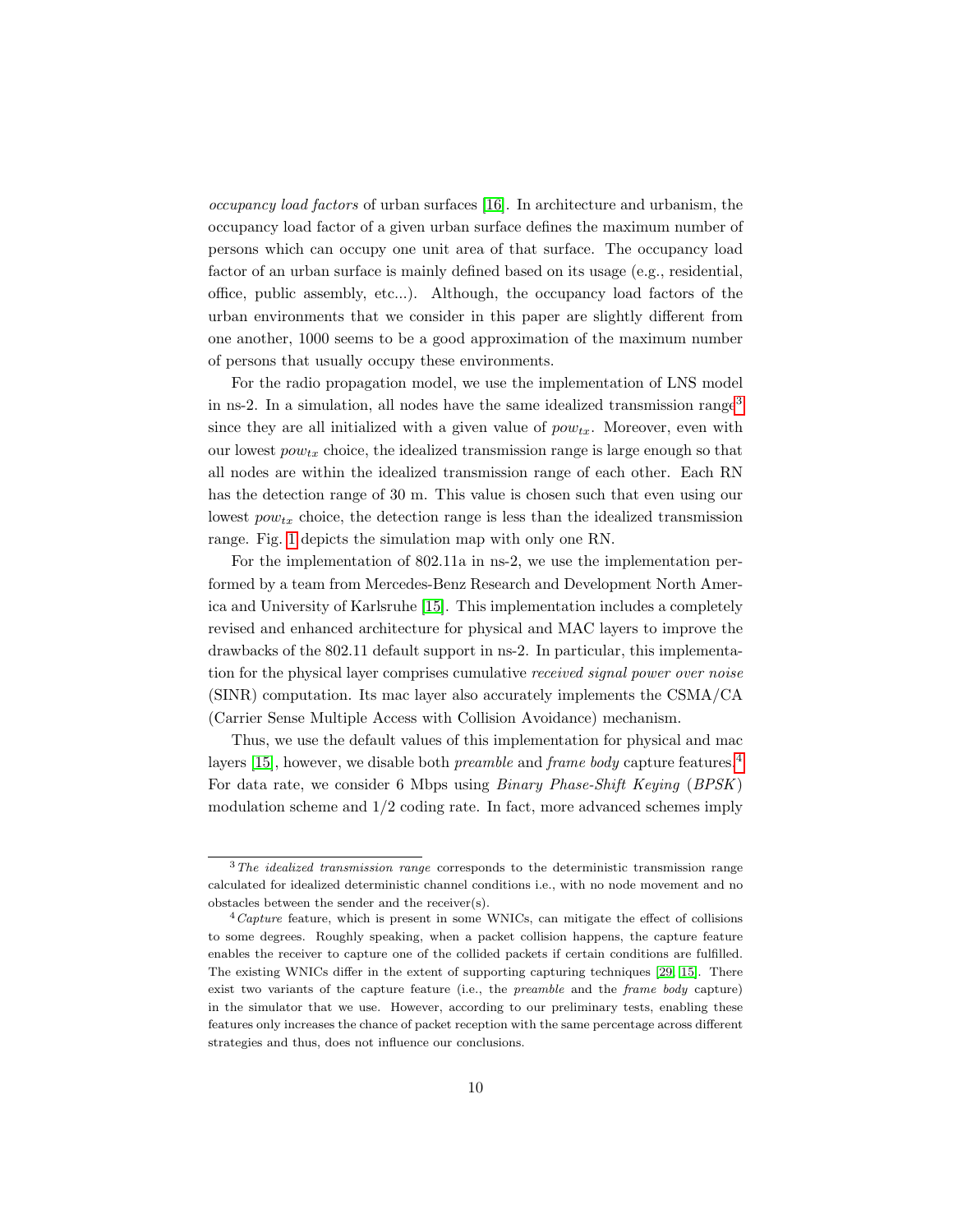*occupancy load factors* of urban surfaces [16]. In architecture and urbanism, the occupancy load factor of a given urban surface defines the maximum number of persons which can occupy one unit area of that surface. The occupancy load factor of an urban surface is mainly defined based on its usage (e.g., residential, office, public assembly, etc...). Although, the occupancy load factors of the urban environments that we consider in this paper are slightly different from one another, 1000 seems to be a good approximation of the maximum number of persons that usually occupy these environments.

For the radio propagation model, we use the implementation of LNS model in ns-2. In a simulation, all nodes have the same idealized transmission range[3] since they are all initialized with a given value of $pow_{tx}$. Moreover, even with our lowest $pow_{tx}$ choice, the idealized transmission range is large enough so that all nodes are within the idealized transmission range of each other. Each RN has the detection range of 30 m. This value is chosen such that even using our lowest $pow_{tx}$ choice, the detection range is less than the idealized transmission range. Fig. 1 depicts the simulation map with only one RN.

For the implementation of 802.11a in ns-2, we use the implementation performed by a team from Mercedes-Benz Research and Development North America and University of Karlsruhe [15]. This implementation includes a completely revised and enhanced architecture for physical and MAC layers to improve the drawbacks of the 802.11 default support in ns-2. In particular, this implementation for the physical layer comprises cumulative *received signal power over noise* (SINR) computation. Its mac layer also accurately implements the CSMA/CA (Carrier Sense Multiple Access with Collision Avoidance) mechanism.

Thus, we use the default values of this implementation for physical and mac layers [15], however, we disable both *preamble* and *frame body* capture features.[4] For data rate, we consider 6 Mbps using *Binary Phase-Shift Keying* (*BPSK*) modulation scheme and 1/2 coding rate. In fact, more advanced schemes imply

---

[3] *The idealized transmission range* corresponds to the deterministic transmission range calculated for idealized deterministic channel conditions i.e., with no node movement and no obstacles between the sender and the receiver(s).

[4] *Capture* feature, which is present in some WNICs, can mitigate the effect of collisions to some degrees. Roughly speaking, when a packet collision happens, the capture feature enables the receiver to capture one of the collided packets if certain conditions are fulfilled. The existing WNICs differ in the extent of supporting capturing techniques [29, 15]. There exist two variants of the capture feature (i.e., the *preamble* and the *frame body* capture) in the simulator that we use. However, according to our preliminary tests, enabling these features only increases the chance of packet reception with the same percentage across different strategies and thus, does not influence our conclusions.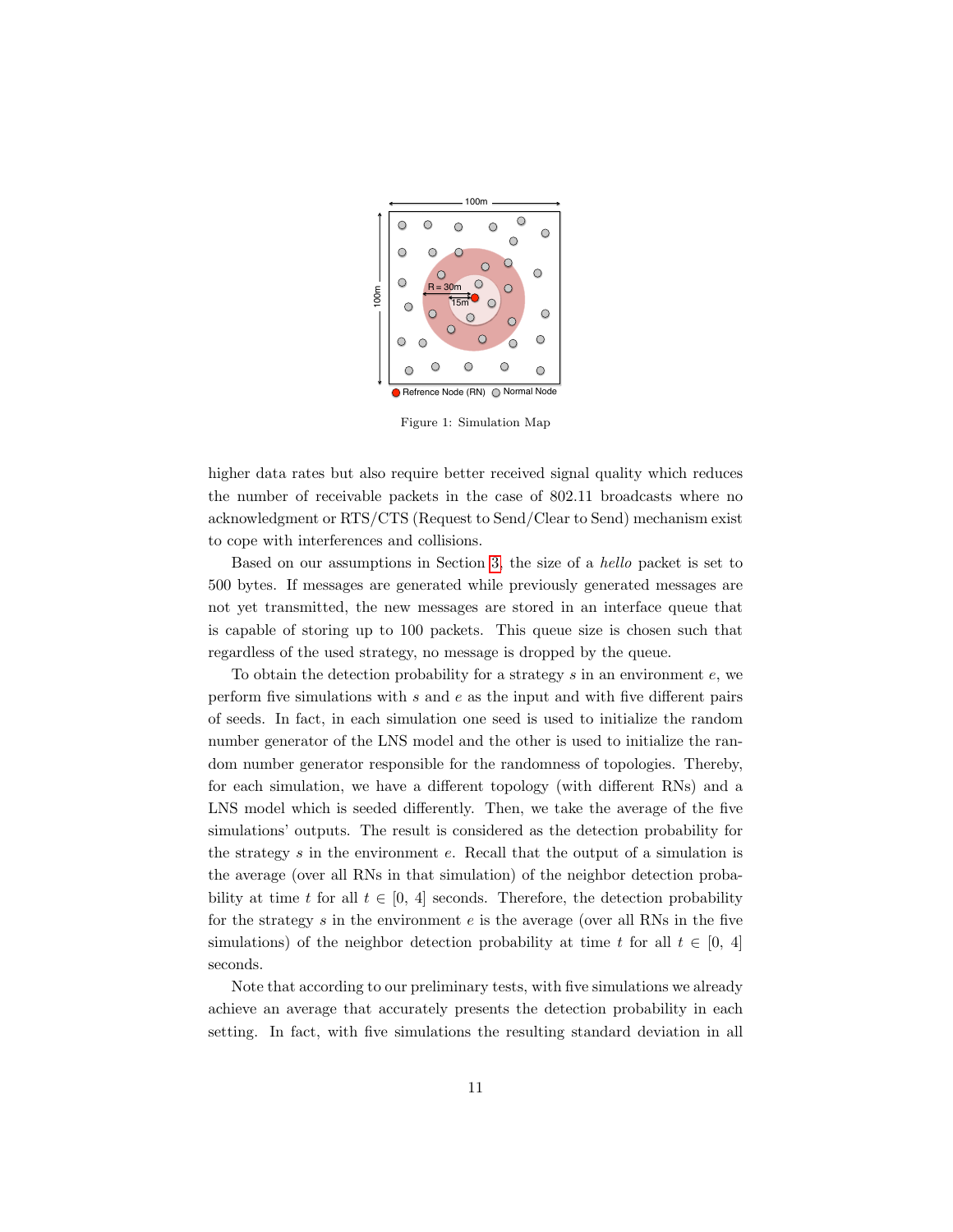Figure 1: Simulation Map

higher data rates but also require better received signal quality which reduces the number of receivable packets in the case of 802.11 broadcasts where no acknowledgment or RTS/CTS (Request to Send/Clear to Send) mechanism exist to cope with interferences and collisions.

Based on our assumptions in Section 3, the size of a *hello* packet is set to 500 bytes. If messages are generated while previously generated messages are not yet transmitted, the new messages are stored in an interface queue that is capable of storing up to 100 packets. This queue size is chosen such that regardless of the used strategy, no message is dropped by the queue.

To obtain the detection probability for a strategy $s$ in an environment $e$, we perform five simulations with $s$ and $e$ as the input and with five different pairs of seeds. In fact, in each simulation one seed is used to initialize the random number generator of the LNS model and the other is used to initialize the random number generator responsible for the randomness of topologies. Thereby, for each simulation, we have a different topology (with different RNs) and a LNS model which is seeded differently. Then, we take the average of the five simulations' outputs. The result is considered as the detection probability for the strategy $s$ in the environment $e$. Recall that the output of a simulation is the average (over all RNs in that simulation) of the neighbor detection probability at time $t$ for all $t \in [0,\ 4]$ seconds. Therefore, the detection probability for the strategy $s$ in the environment $e$ is the average (over all RNs in the five simulations) of the neighbor detection probability at time $t$ for all $t \in [0,\ 4]$ seconds.

Note that according to our preliminary tests, with five simulations we already achieve an average that accurately presents the detection probability in each setting. In fact, with five simulations the resulting standard deviation in all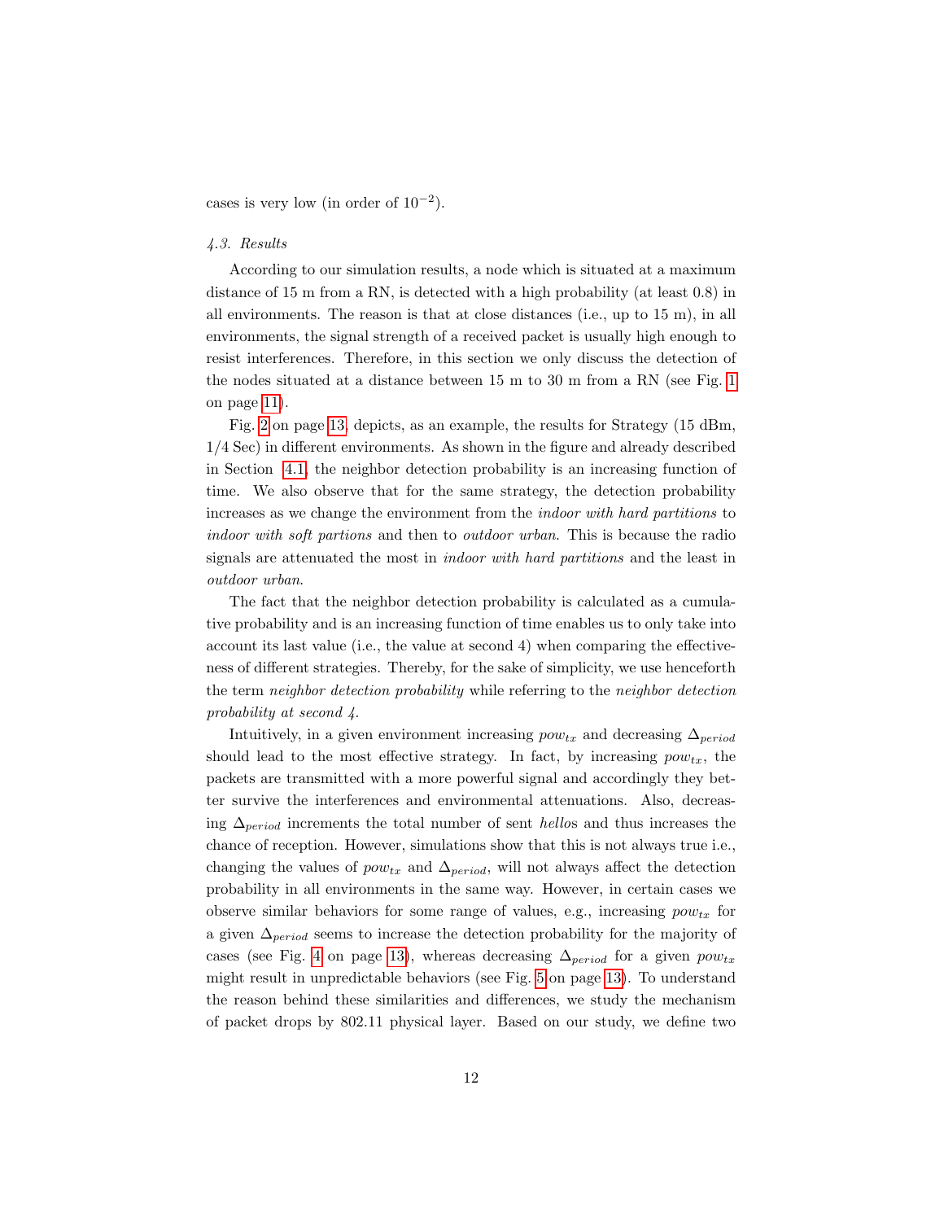cases is very low (in order of $10^{-2}$).

### *4.3. Results*

According to our simulation results, a node which is situated at a maximum distance of 15 m from a RN, is detected with a high probability (at least 0.8) in all environments. The reason is that at close distances (i.e., up to 15 m), in all environments, the signal strength of a received packet is usually high enough to resist interferences. Therefore, in this section we only discuss the detection of the nodes situated at a distance between 15 m to 30 m from a RN (see Fig. 1 on page 11).

Fig. 2 on page 13, depicts, as an example, the results for Strategy (15 dBm, 1/4 Sec) in different environments. As shown in the figure and already described in Section 4.1, the neighbor detection probability is an increasing function of time. We also observe that for the same strategy, the detection probability increases as we change the environment from the *indoor with hard partitions* to *indoor with soft partions* and then to *outdoor urban*. This is because the radio signals are attenuated the most in *indoor with hard partitions* and the least in *outdoor urban*.

The fact that the neighbor detection probability is calculated as a cumulative probability and is an increasing function of time enables us to only take into account its last value (i.e., the value at second 4) when comparing the effectiveness of different strategies. Thereby, for the sake of simplicity, we use henceforth the term *neighbor detection probability* while referring to the *neighbor detection probability at second 4*.

Intuitively, in a given environment increasing $pow_{tx}$ and decreasing $\Delta_{period}$ should lead to the most effective strategy. In fact, by increasing $pow_{tx}$, the packets are transmitted with a more powerful signal and accordingly they better survive the interferences and environmental attenuations. Also, decreasing $\Delta_{period}$ increments the total number of sent *hello*s and thus increases the chance of reception. However, simulations show that this is not always true i.e., changing the values of $pow_{tx}$ and $\Delta_{period}$, will not always affect the detection probability in all environments in the same way. However, in certain cases we observe similar behaviors for some range of values, e.g., increasing $pow_{tx}$ for a given $\Delta_{period}$ seems to increase the detection probability for the majority of cases (see Fig. 4 on page 13), whereas decreasing $\Delta_{period}$ for a given $pow_{tx}$ might result in unpredictable behaviors (see Fig. 5 on page 13). To understand the reason behind these similarities and differences, we study the mechanism of packet drops by 802.11 physical layer. Based on our study, we define two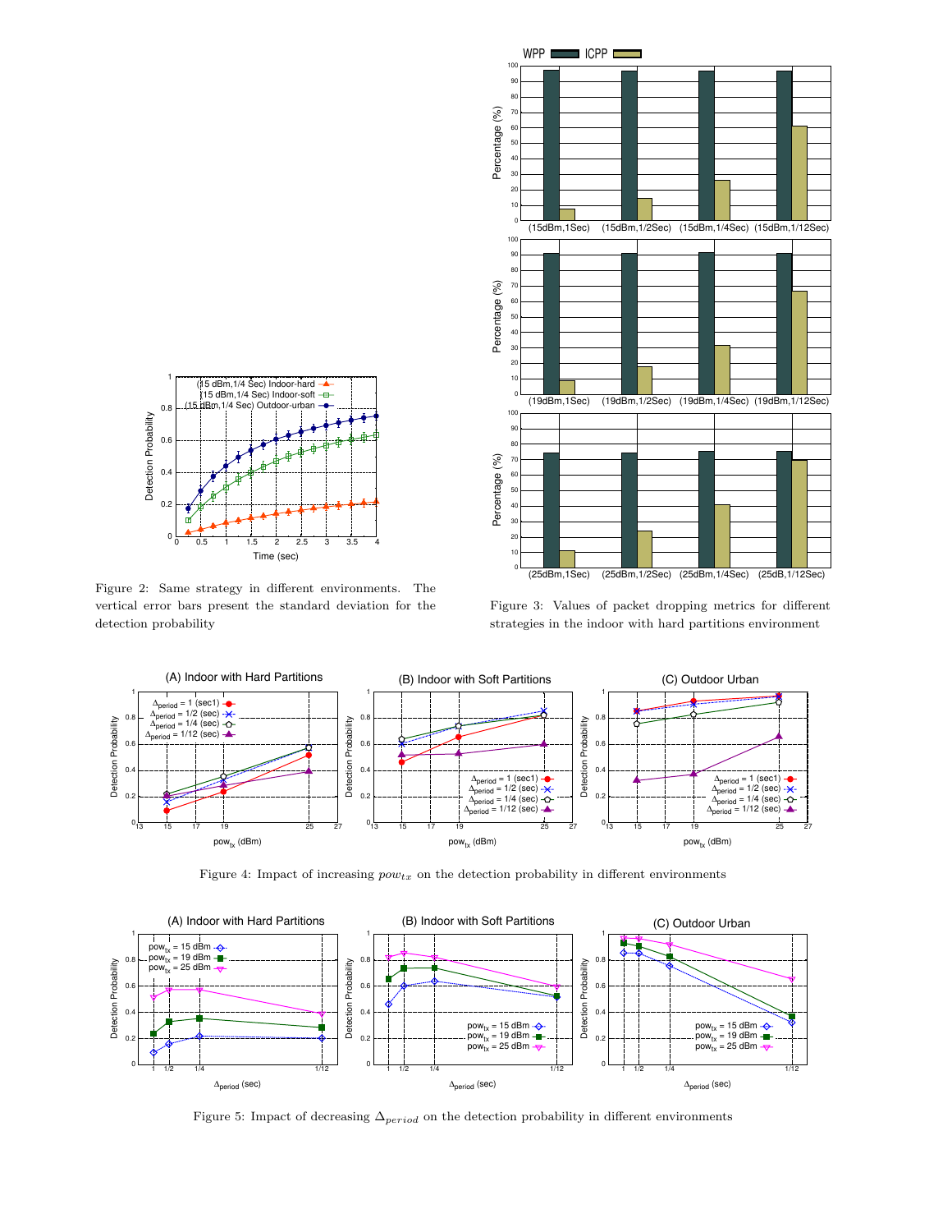Figure 2: Same strategy in different environments. The vertical error bars present the standard deviation for the detection probability

Figure 3: Values of packet dropping metrics for different strategies in the indoor with hard partitions environment

Figure 4: Impact of increasing $pow_{tx}$ on the detection probability in different environments

Figure 5: Impact of decreasing $\Delta_{period}$ on the detection probability in different environments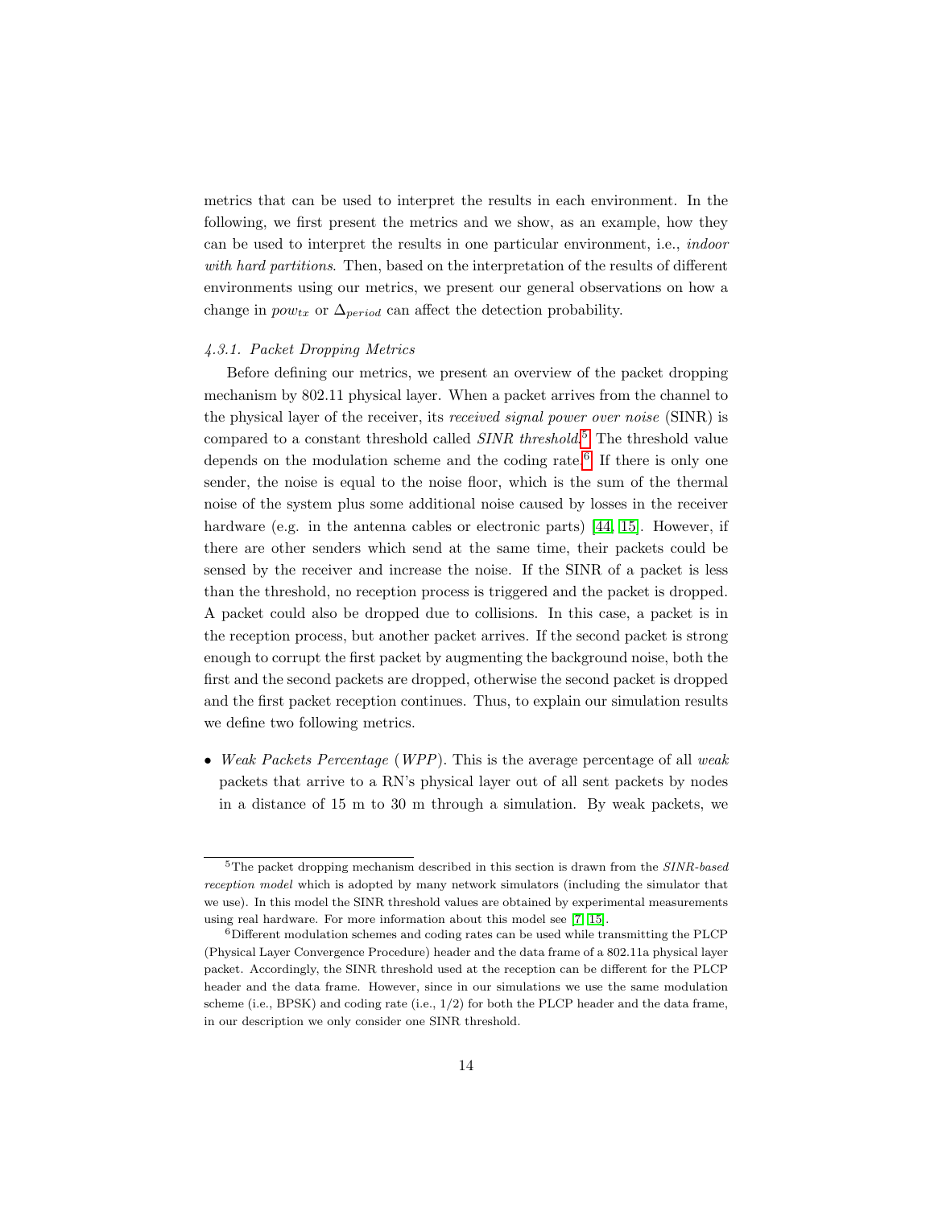metrics that can be used to interpret the results in each environment. In the following, we first present the metrics and we show, as an example, how they can be used to interpret the results in one particular environment, i.e., *indoor with hard partitions*. Then, based on the interpretation of the results of different environments using our metrics, we present our general observations on how a change in $pow_{tx}$ or $\Delta_{period}$ can affect the detection probability.

### 4.3.1. Packet Dropping Metrics

Before defining our metrics, we present an overview of the packet dropping mechanism by 802.11 physical layer. When a packet arrives from the channel to the physical layer of the receiver, its *received signal power over noise* (SINR) is compared to a constant threshold called *SINR threshold*.[5] The threshold value depends on the modulation scheme and the coding rate.[6] If there is only one sender, the noise is equal to the noise floor, which is the sum of the thermal noise of the system plus some additional noise caused by losses in the receiver hardware (e.g. in the antenna cables or electronic parts) [44, 15]. However, if there are other senders which send at the same time, their packets could be sensed by the receiver and increase the noise. If the SINR of a packet is less than the threshold, no reception process is triggered and the packet is dropped. A packet could also be dropped due to collisions. In this case, a packet is in the reception process, but another packet arrives. If the second packet is strong enough to corrupt the first packet by augmenting the background noise, both the first and the second packets are dropped, otherwise the second packet is dropped and the first packet reception continues. Thus, to explain our simulation results we define two following metrics.

- *Weak Packets Percentage* (*WPP*). This is the average percentage of all *weak* packets that arrive to a RN's physical layer out of all sent packets by nodes in a distance of 15 m to 30 m through a simulation. By weak packets, we

---

[5] The packet dropping mechanism described in this section is drawn from the *SINR-based reception model* which is adopted by many network simulators (including the simulator that we use). In this model the SINR threshold values are obtained by experimental measurements using real hardware. For more information about this model see [7, 15].

[6] Different modulation schemes and coding rates can be used while transmitting the PLCP (Physical Layer Convergence Procedure) header and the data frame of a 802.11a physical layer packet. Accordingly, the SINR threshold used at the reception can be different for the PLCP header and the data frame. However, since in our simulations we use the same modulation scheme (i.e., BPSK) and coding rate (i.e., 1/2) for both the PLCP header and the data frame, in our description we only consider one SINR threshold.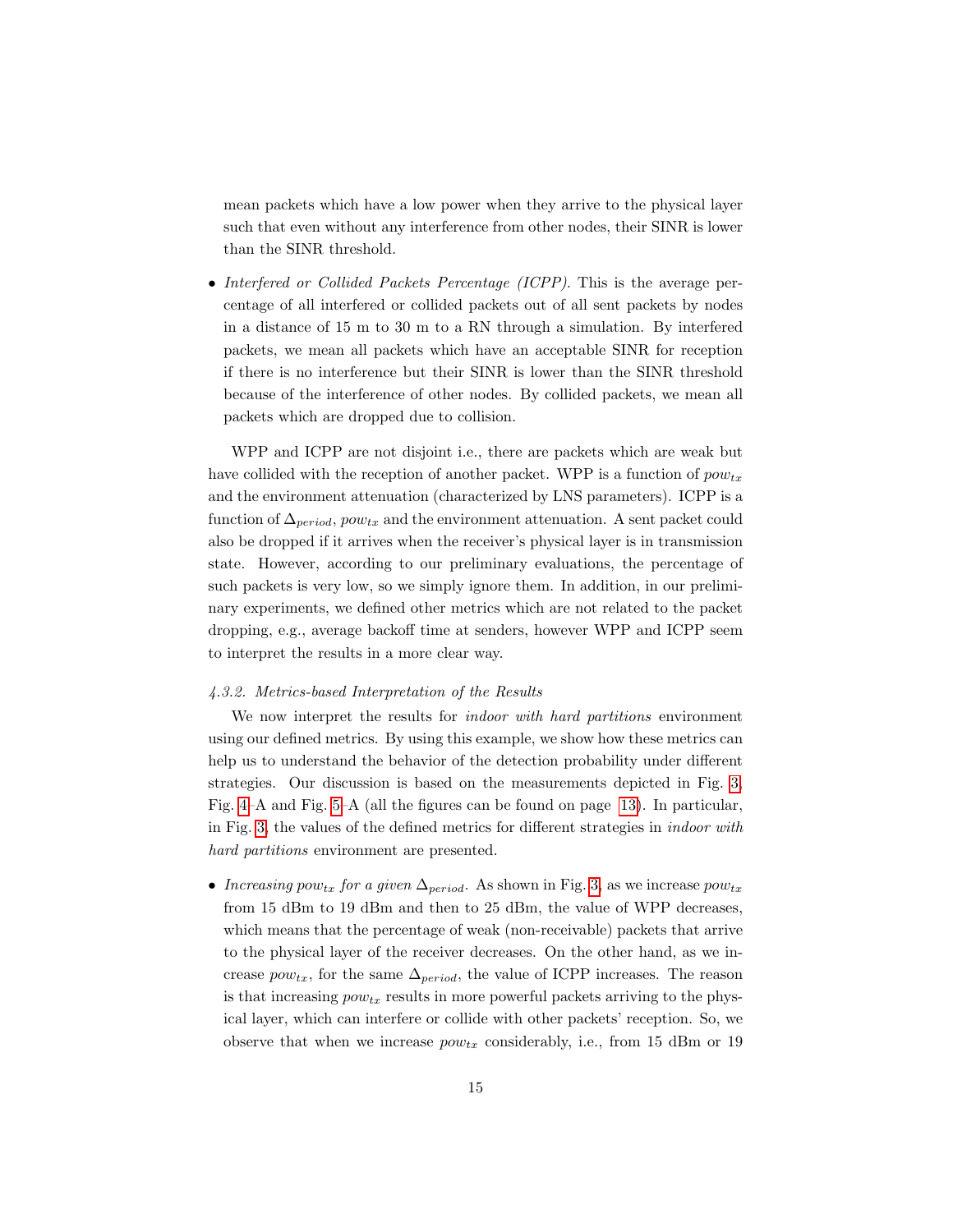mean packets which have a low power when they arrive to the physical layer such that even without any interference from other nodes, their SINR is lower than the SINR threshold.

- *Interfered or Collided Packets Percentage (ICPP).* This is the average percentage of all interfered or collided packets out of all sent packets by nodes in a distance of 15 m to 30 m to a RN through a simulation. By interfered packets, we mean all packets which have an acceptable SINR for reception if there is no interference but their SINR is lower than the SINR threshold because of the interference of other nodes. By collided packets, we mean all packets which are dropped due to collision.

WPP and ICPP are not disjoint i.e., there are packets which are weak but have collided with the reception of another packet. WPP is a function of $pow_{tx}$ and the environment attenuation (characterized by LNS parameters). ICPP is a function of $\Delta_{period}$, $pow_{tx}$ and the environment attenuation. A sent packet could also be dropped if it arrives when the receiver's physical layer is in transmission state. However, according to our preliminary evaluations, the percentage of such packets is very low, so we simply ignore them. In addition, in our preliminary experiments, we defined other metrics which are not related to the packet dropping, e.g., average backoff time at senders, however WPP and ICPP seem to interpret the results in a more clear way.

#### *4.3.2. Metrics-based Interpretation of the Results*

We now interpret the results for *indoor with hard partitions* environment using our defined metrics. By using this example, we show how these metrics can help us to understand the behavior of the detection probability under different strategies. Our discussion is based on the measurements depicted in Fig. 3, Fig. 4–A and Fig. 5–A (all the figures can be found on page 13). In particular, in Fig. 3, the values of the defined metrics for different strategies in *indoor with hard partitions* environment are presented.

- *Increasing $pow_{tx}$ for a given $\Delta_{period}$.* As shown in Fig. 3, as we increase $pow_{tx}$ from 15 dBm to 19 dBm and then to 25 dBm, the value of WPP decreases, which means that the percentage of weak (non-receivable) packets that arrive to the physical layer of the receiver decreases. On the other hand, as we increase $pow_{tx}$, for the same $\Delta_{period}$, the value of ICPP increases. The reason is that increasing $pow_{tx}$ results in more powerful packets arriving to the physical layer, which can interfere or collide with other packets' reception. So, we observe that when we increase $pow_{tx}$ considerably, i.e., from 15 dBm or 19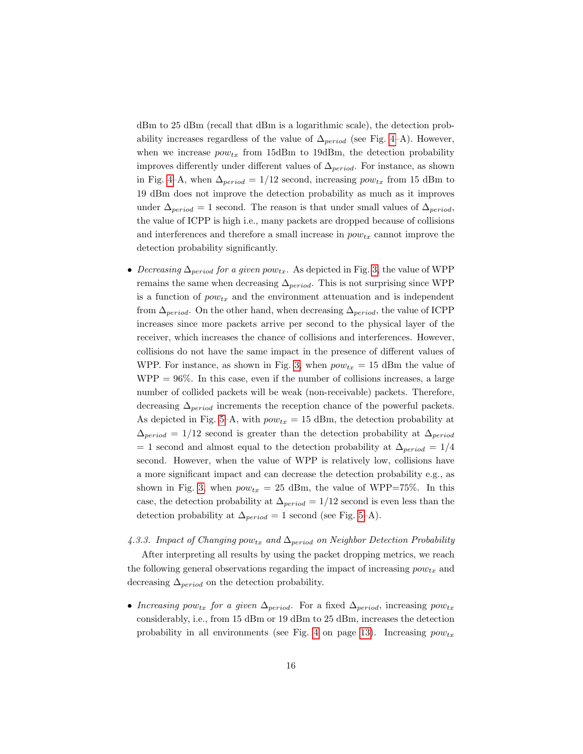dBm to 25 dBm (recall that dBm is a logarithmic scale), the detection probability increases regardless of the value of $\Delta_{period}$ (see Fig. 4–A). However, when we increase $pow_{tx}$ from 15dBm to 19dBm, the detection probability improves differently under different values of $\Delta_{period}$. For instance, as shown in Fig. 4–A, when $\Delta_{period}$ = 1/12 second, increasing $pow_{tx}$ from 15 dBm to 19 dBm does not improve the detection probability as much as it improves under $\Delta_{period}$ = 1 second. The reason is that under small values of $\Delta_{period}$, the value of ICPP is high i.e., many packets are dropped because of collisions and interferences and therefore a small increase in $pow_{tx}$ cannot improve the detection probability significantly.

- *Decreasing* $\Delta_{period}$ *for a given* $pow_{tx}$. As depicted in Fig. 3, the value of WPP remains the same when decreasing $\Delta_{period}$. This is not surprising since WPP is a function of $pow_{tx}$ and the environment attenuation and is independent from $\Delta_{period}$. On the other hand, when decreasing $\Delta_{period}$, the value of ICPP increases since more packets arrive per second to the physical layer of the receiver, which increases the chance of collisions and interferences. However, collisions do not have the same impact in the presence of different values of WPP. For instance, as shown in Fig. 3, when $pow_{tx}$ = 15 dBm the value of WPP = 96%. In this case, even if the number of collisions increases, a large number of collided packets will be weak (non-receivable) packets. Therefore, decreasing $\Delta_{period}$ increments the reception chance of the powerful packets. As depicted in Fig. 5–A, with $pow_{tx}$ = 15 dBm, the detection probability at $\Delta_{period}$ = 1/12 second is greater than the detection probability at $\Delta_{period}$ = 1 second and almost equal to the detection probability at $\Delta_{period}$ = 1/4 second. However, when the value of WPP is relatively low, collisions have a more significant impact and can decrease the detection probability e.g., as shown in Fig. 3, when $pow_{tx}$ = 25 dBm, the value of WPP=75%. In this case, the detection probability at $\Delta_{period}$ = 1/12 second is even less than the detection probability at $\Delta_{period}$ = 1 second (see Fig. 5–A).

*4.3.3. Impact of Changing* $pow_{tx}$ *and* $\Delta_{period}$ *on Neighbor Detection Probability*

After interpreting all results by using the packet dropping metrics, we reach the following general observations regarding the impact of increasing $pow_{tx}$ and decreasing $\Delta_{period}$ on the detection probability.

- *Increasing* $pow_{tx}$ *for a given* $\Delta_{period}$. For a fixed $\Delta_{period}$, increasing $pow_{tx}$ considerably, i.e., from 15 dBm or 19 dBm to 25 dBm, increases the detection probability in all environments (see Fig. 4 on page 13). Increasing $pow_{tx}$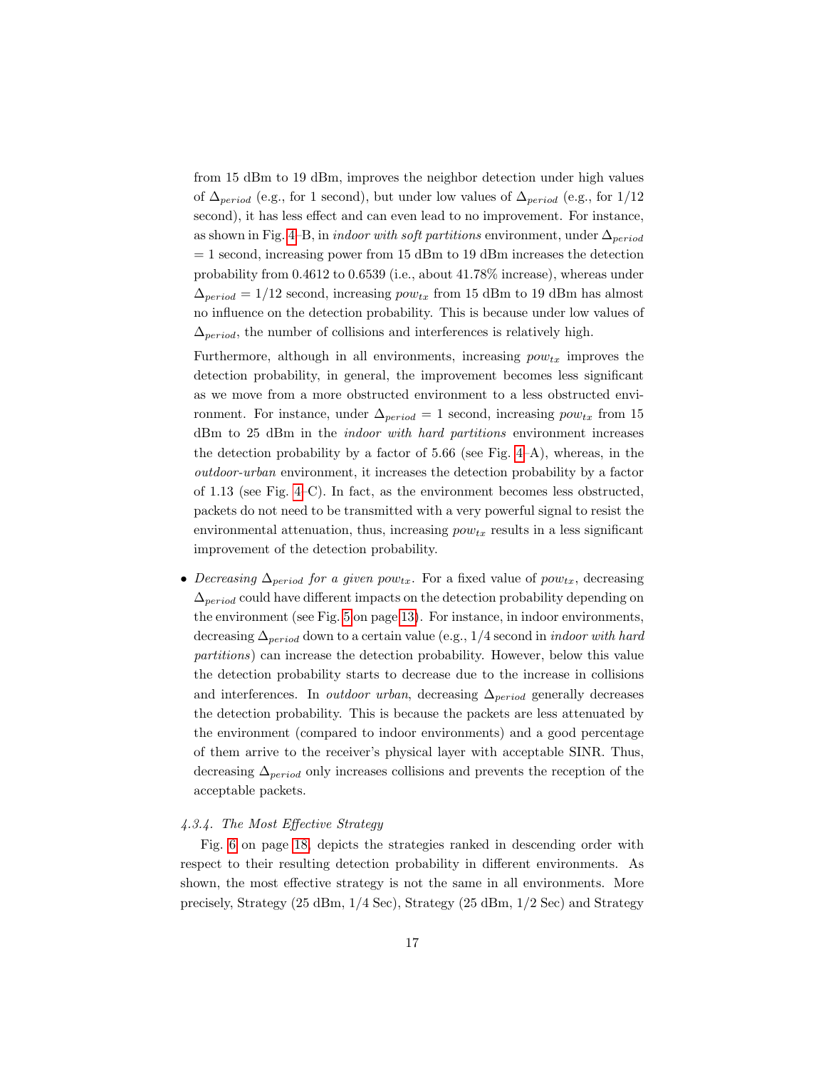from 15 dBm to 19 dBm, improves the neighbor detection under high values of $\Delta_{period}$ (e.g., for 1 second), but under low values of $\Delta_{period}$ (e.g., for 1/12 second), it has less effect and can even lead to no improvement. For instance, as shown in Fig. 4–B, in *indoor with soft partitions* environment, under $\Delta_{period}$ = 1 second, increasing power from 15 dBm to 19 dBm increases the detection probability from 0.4612 to 0.6539 (i.e., about 41.78% increase), whereas under $\Delta_{period}$ = 1/12 second, increasing $pow_{tx}$ from 15 dBm to 19 dBm has almost no influence on the detection probability. This is because under low values of $\Delta_{period}$, the number of collisions and interferences is relatively high.

Furthermore, although in all environments, increasing $pow_{tx}$ improves the detection probability, in general, the improvement becomes less significant as we move from a more obstructed environment to a less obstructed environment. For instance, under $\Delta_{period}$ = 1 second, increasing $pow_{tx}$ from 15 dBm to 25 dBm in the *indoor with hard partitions* environment increases the detection probability by a factor of 5.66 (see Fig. 4–A), whereas, in the *outdoor-urban* environment, it increases the detection probability by a factor of 1.13 (see Fig. 4–C). In fact, as the environment becomes less obstructed, packets do not need to be transmitted with a very powerful signal to resist the environmental attenuation, thus, increasing $pow_{tx}$ results in a less significant improvement of the detection probability.

- *Decreasing $\Delta_{period}$ for a given $pow_{tx}$.* For a fixed value of $pow_{tx}$, decreasing $\Delta_{period}$ could have different impacts on the detection probability depending on the environment (see Fig. 5 on page 13). For instance, in indoor environments, decreasing $\Delta_{period}$ down to a certain value (e.g., 1/4 second in *indoor with hard partitions*) can increase the detection probability. However, below this value the detection probability starts to decrease due to the increase in collisions and interferences. In *outdoor urban*, decreasing $\Delta_{period}$ generally decreases the detection probability. This is because the packets are less attenuated by the environment (compared to indoor environments) and a good percentage of them arrive to the receiver's physical layer with acceptable SINR. Thus, decreasing $\Delta_{period}$ only increases collisions and prevents the reception of the acceptable packets.

#### *4.3.4. The Most Effective Strategy*

Fig. 6 on page 18, depicts the strategies ranked in descending order with respect to their resulting detection probability in different environments. As shown, the most effective strategy is not the same in all environments. More precisely, Strategy (25 dBm, 1/4 Sec), Strategy (25 dBm, 1/2 Sec) and Strategy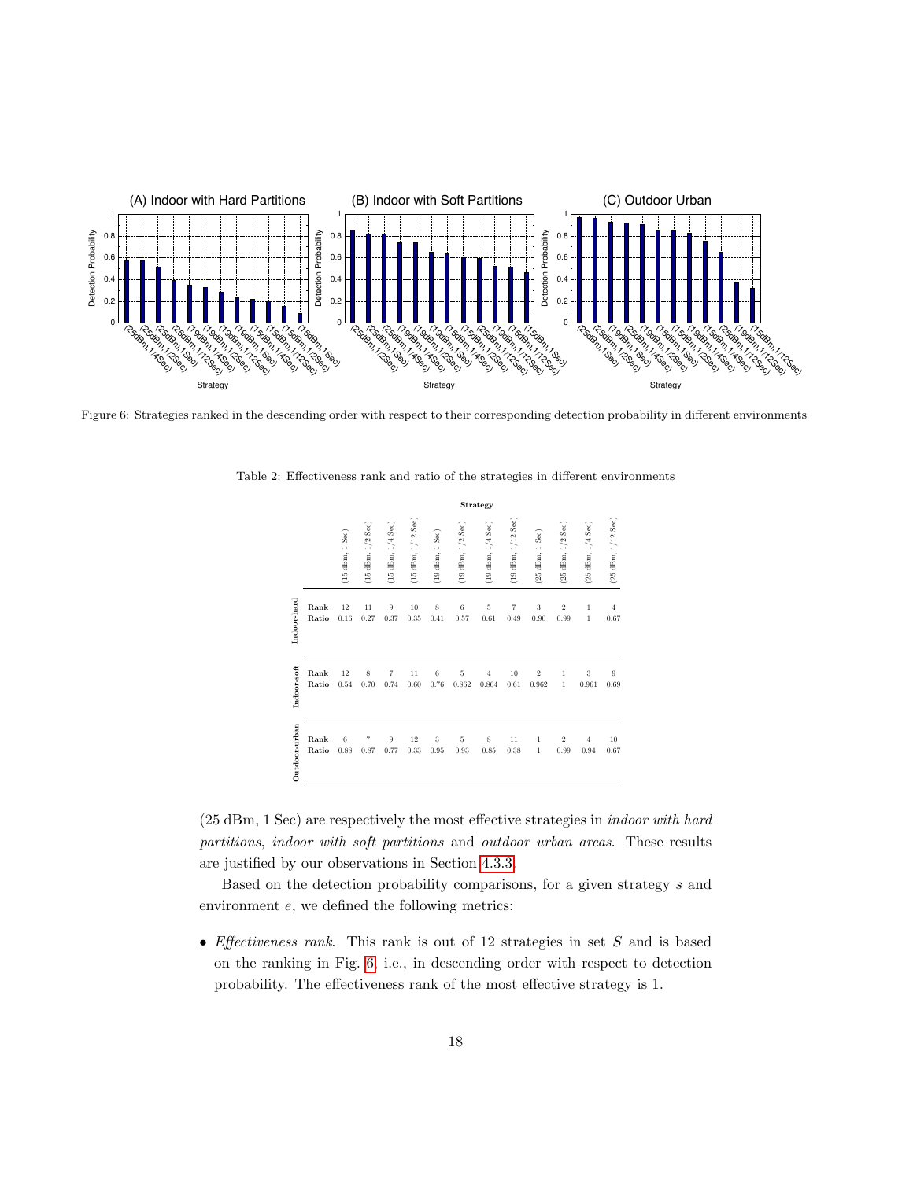Figure 6: Strategies ranked in the descending order with respect to their corresponding detection probability in different environments

Table 2: Effectiveness rank and ratio of the strategies in different environments

| | | (15 dBm, 1 Sec) | (15 dBm, 1/2 Sec) | (15 dBm, 1/4 Sec) | (15 dBm, 1/12 Sec) | (19 dBm, 1 Sec) | (19 dBm, 1/2 Sec) | (19 dBm, 1/4 Sec) | (19 dBm, 1/12 Sec) | (25 dBm, 1 Sec) | (25 dBm, 1/2 Sec) | (25 dBm, 1/4 Sec) | (25 dBm, 1/12 Sec) |
|---|---|---|---|---|---|---|---|---|---|---|---|---|---|
| **Indoor-hard** | **Rank** | 12 | 11 | 9 | 10 | 8 | 6 | 5 | 7 | 3 | 2 | 1 | 4 |
| | **Ratio** | 0.16 | 0.27 | 0.37 | 0.35 | 0.41 | 0.57 | 0.61 | 0.49 | 0.90 | 0.99 | 1 | 0.67 |
| **Indoor-soft** | **Rank** | 12 | 8 | 7 | 11 | 6 | 5 | 4 | 10 | 2 | 1 | 3 | 9 |
| | **Ratio** | 0.54 | 0.70 | 0.74 | 0.60 | 0.76 | 0.862 | 0.864 | 0.61 | 0.962 | 1 | 0.961 | 0.69 |
| **Outdoor-urban** | **Rank** | 6 | 7 | 9 | 12 | 3 | 5 | 8 | 11 | 1 | 2 | 4 | 10 |
| | **Ratio** | 0.88 | 0.87 | 0.77 | 0.33 | 0.95 | 0.93 | 0.85 | 0.38 | 1 | 0.99 | 0.94 | 0.67 |

(25 dBm, 1 Sec) are respectively the most effective strategies in *indoor with hard partitions*, *indoor with soft partitions* and *outdoor urban areas*. These results are justified by our observations in Section 4.3.3.

Based on the detection probability comparisons, for a given strategy $s$ and environment $e$, we defined the following metrics:

- *Effectiveness rank*. This rank is out of 12 strategies in set $S$ and is based on the ranking in Fig. 6, i.e., in descending order with respect to detection probability. The effectiveness rank of the most effective strategy is 1.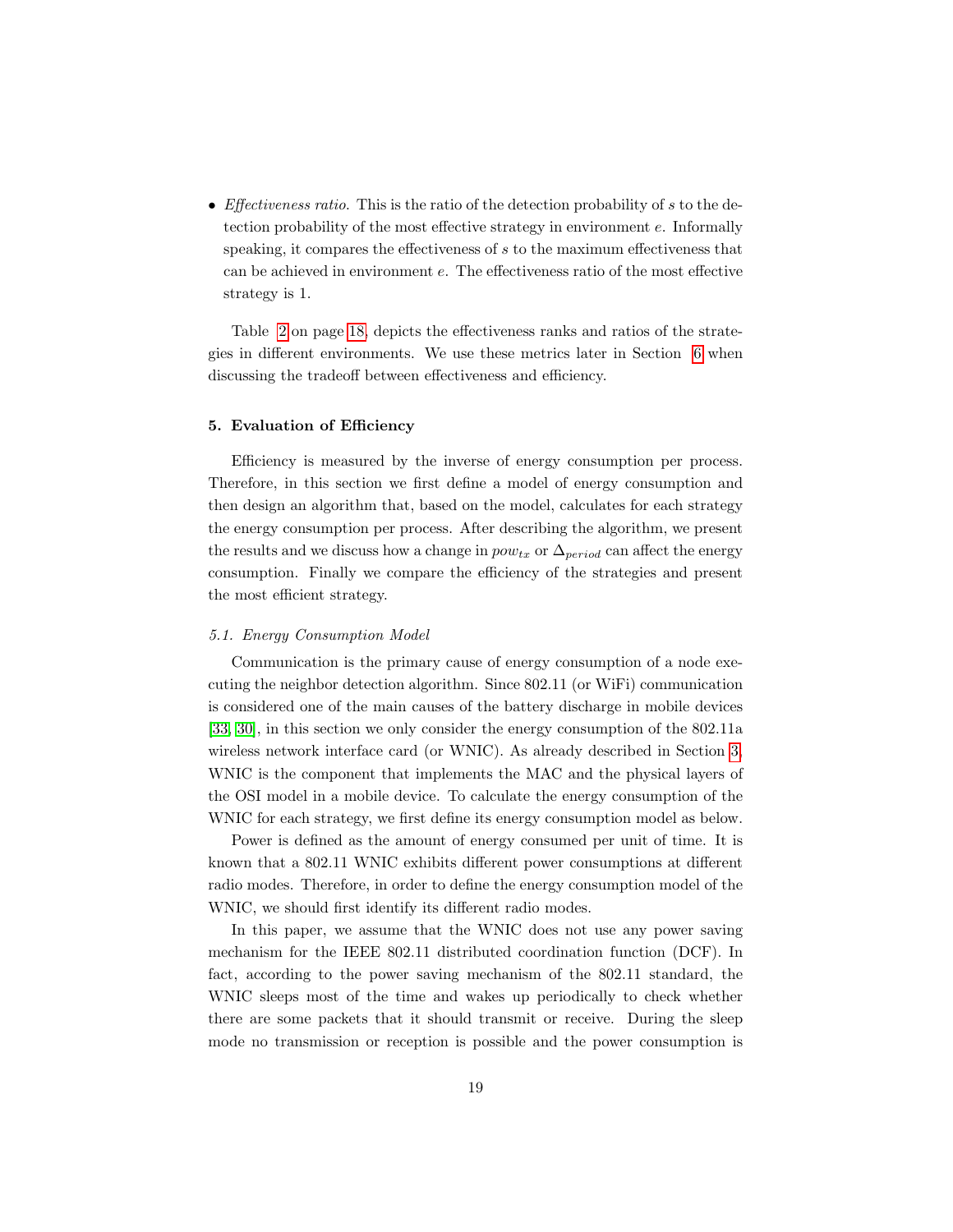- *Effectiveness ratio.* This is the ratio of the detection probability of $s$ to the detection probability of the most effective strategy in environment $e$. Informally speaking, it compares the effectiveness of $s$ to the maximum effectiveness that can be achieved in environment $e$. The effectiveness ratio of the most effective strategy is 1.

Table 2 on page 18, depicts the effectiveness ranks and ratios of the strategies in different environments. We use these metrics later in Section 6 when discussing the tradeoff between effectiveness and efficiency.

## 5. Evaluation of Efficiency

Efficiency is measured by the inverse of energy consumption per process. Therefore, in this section we first define a model of energy consumption and then design an algorithm that, based on the model, calculates for each strategy the energy consumption per process. After describing the algorithm, we present the results and we discuss how a change in $pow_{tx}$ or $\Delta_{period}$ can affect the energy consumption. Finally we compare the efficiency of the strategies and present the most efficient strategy.

### *5.1. Energy Consumption Model*

Communication is the primary cause of energy consumption of a node executing the neighbor detection algorithm. Since 802.11 (or WiFi) communication is considered one of the main causes of the battery discharge in mobile devices [33, 30], in this section we only consider the energy consumption of the 802.11a wireless network interface card (or WNIC). As already described in Section 3, WNIC is the component that implements the MAC and the physical layers of the OSI model in a mobile device. To calculate the energy consumption of the WNIC for each strategy, we first define its energy consumption model as below.

Power is defined as the amount of energy consumed per unit of time. It is known that a 802.11 WNIC exhibits different power consumptions at different radio modes. Therefore, in order to define the energy consumption model of the WNIC, we should first identify its different radio modes.

In this paper, we assume that the WNIC does not use any power saving mechanism for the IEEE 802.11 distributed coordination function (DCF). In fact, according to the power saving mechanism of the 802.11 standard, the WNIC sleeps most of the time and wakes up periodically to check whether there are some packets that it should transmit or receive. During the sleep mode no transmission or reception is possible and the power consumption is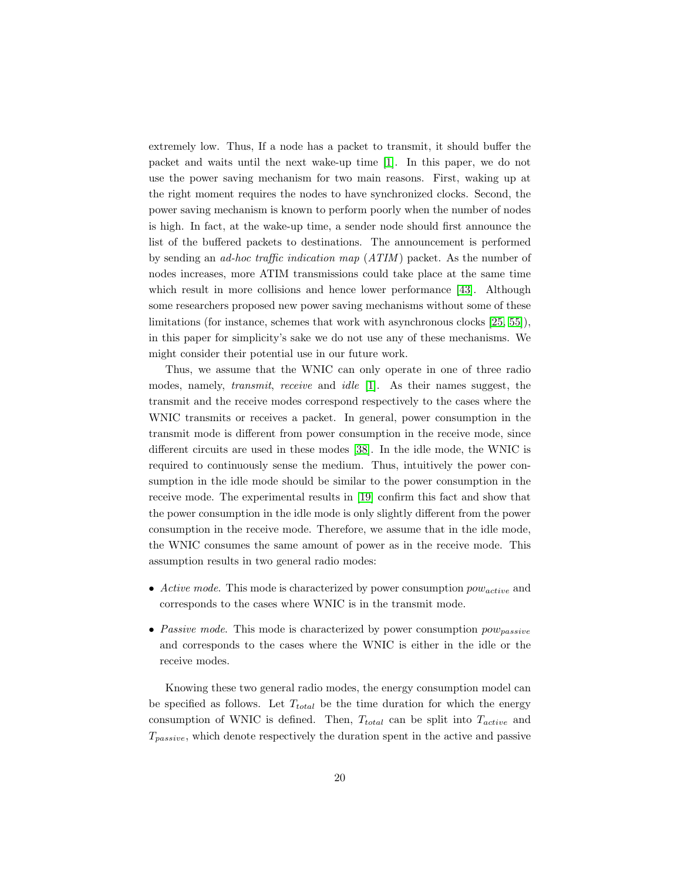extremely low. Thus, If a node has a packet to transmit, it should buffer the packet and waits until the next wake-up time [1]. In this paper, we do not use the power saving mechanism for two main reasons. First, waking up at the right moment requires the nodes to have synchronized clocks. Second, the power saving mechanism is known to perform poorly when the number of nodes is high. In fact, at the wake-up time, a sender node should first announce the list of the buffered packets to destinations. The announcement is performed by sending an *ad-hoc traffic indication map* (*ATIM*) packet. As the number of nodes increases, more ATIM transmissions could take place at the same time which result in more collisions and hence lower performance [43]. Although some researchers proposed new power saving mechanisms without some of these limitations (for instance, schemes that work with asynchronous clocks [25, 55]), in this paper for simplicity's sake we do not use any of these mechanisms. We might consider their potential use in our future work.

Thus, we assume that the WNIC can only operate in one of three radio modes, namely, *transmit*, *receive* and *idle* [1]. As their names suggest, the transmit and the receive modes correspond respectively to the cases where the WNIC transmits or receives a packet. In general, power consumption in the transmit mode is different from power consumption in the receive mode, since different circuits are used in these modes [38]. In the idle mode, the WNIC is required to continuously sense the medium. Thus, intuitively the power consumption in the idle mode should be similar to the power consumption in the receive mode. The experimental results in [19] confirm this fact and show that the power consumption in the idle mode is only slightly different from the power consumption in the receive mode. Therefore, we assume that in the idle mode, the WNIC consumes the same amount of power as in the receive mode. This assumption results in two general radio modes:

- *Active mode*. This mode is characterized by power consumption $pow_{active}$ and corresponds to the cases where WNIC is in the transmit mode.
- *Passive mode*. This mode is characterized by power consumption $pow_{passive}$ and corresponds to the cases where the WNIC is either in the idle or the receive modes.

Knowing these two general radio modes, the energy consumption model can be specified as follows. Let $T_{total}$ be the time duration for which the energy consumption of WNIC is defined. Then, $T_{total}$ can be split into $T_{active}$ and $T_{passive}$, which denote respectively the duration spent in the active and passive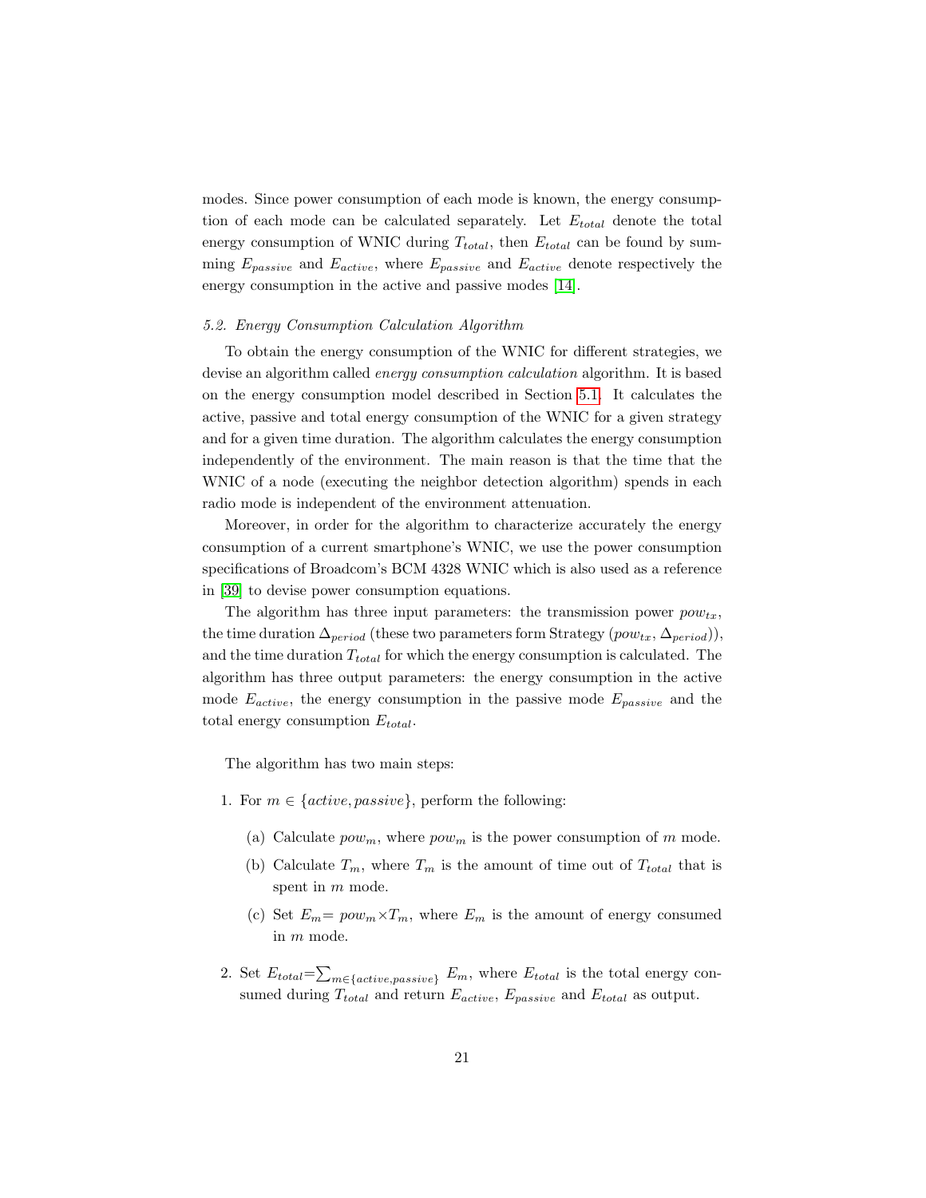modes. Since power consumption of each mode is known, the energy consumption of each mode can be calculated separately. Let $E_{total}$ denote the total energy consumption of WNIC during $T_{total}$, then $E_{total}$ can be found by summing $E_{passive}$ and $E_{active}$, where $E_{passive}$ and $E_{active}$ denote respectively the energy consumption in the active and passive modes [14].

### 5.2. Energy Consumption Calculation Algorithm

To obtain the energy consumption of the WNIC for different strategies, we devise an algorithm called *energy consumption calculation* algorithm. It is based on the energy consumption model described in Section 5.1. It calculates the active, passive and total energy consumption of the WNIC for a given strategy and for a given time duration. The algorithm calculates the energy consumption independently of the environment. The main reason is that the time that the WNIC of a node (executing the neighbor detection algorithm) spends in each radio mode is independent of the environment attenuation.

Moreover, in order for the algorithm to characterize accurately the energy consumption of a current smartphone's WNIC, we use the power consumption specifications of Broadcom's BCM 4328 WNIC which is also used as a reference in [39] to devise power consumption equations.

The algorithm has three input parameters: the transmission power $pow_{tx}$, the time duration $\Delta_{period}$ (these two parameters form Strategy ($pow_{tx}$, $\Delta_{period}$)), and the time duration $T_{total}$ for which the energy consumption is calculated. The algorithm has three output parameters: the energy consumption in the active mode $E_{active}$, the energy consumption in the passive mode $E_{passive}$ and the total energy consumption $E_{total}$.

The algorithm has two main steps:

1. For $m \in \{active, passive\}$, perform the following:

   (a) Calculate $pow_m$, where $pow_m$ is the power consumption of $m$ mode.

   (b) Calculate $T_m$, where $T_m$ is the amount of time out of $T_{total}$ that is spent in $m$ mode.

   (c) Set $E_m = pow_m \times T_m$, where $E_m$ is the amount of energy consumed in $m$ mode.

2. Set $E_{total} = \sum_{m \in \{active, passive\}} E_m$, where $E_{total}$ is the total energy consumed during $T_{total}$ and return $E_{active}$, $E_{passive}$ and $E_{total}$ as output.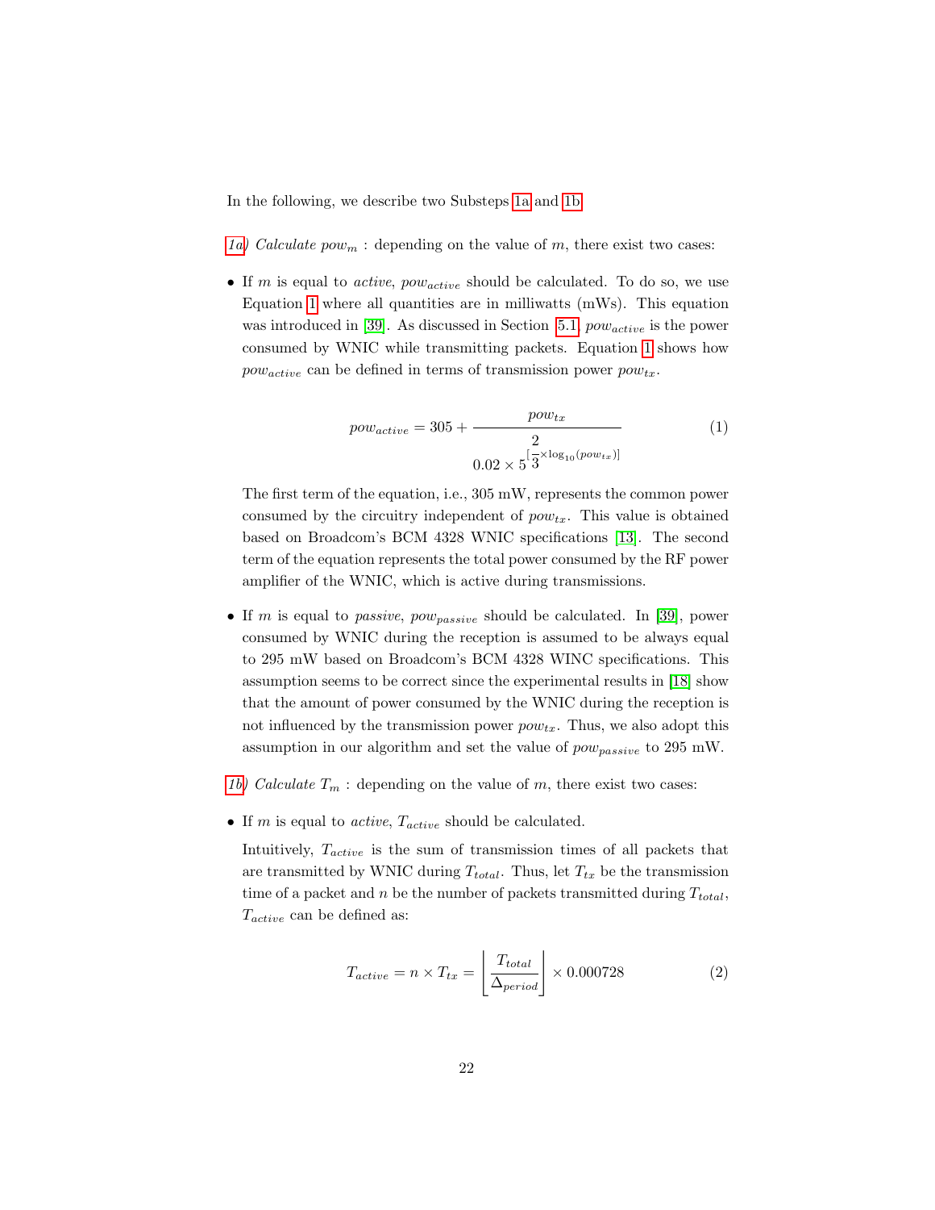In the following, we describe two Substeps 1a and 1b.

*1a) Calculate* $pow_m$ : depending on the value of $m$, there exist two cases:

- If $m$ is equal to *active*, $pow_{active}$ should be calculated. To do so, we use Equation 1 where all quantities are in milliwatts (mWs). This equation was introduced in [39]. As discussed in Section 5.1, $pow_{active}$ is the power consumed by WNIC while transmitting packets. Equation 1 shows how $pow_{active}$ can be defined in terms of transmission power $pow_{tx}$.

$$pow_{active} = 305 + \frac{pow_{tx}}{0.02 \times 5^{\left[\frac{2}{3} \times \log_{10}(pow_{tx})\right]}} \tag{1}$$

  The first term of the equation, i.e., 305 mW, represents the common power consumed by the circuitry independent of $pow_{tx}$. This value is obtained based on Broadcom's BCM 4328 WNIC specifications [13]. The second term of the equation represents the total power consumed by the RF power amplifier of the WNIC, which is active during transmissions.

- If $m$ is equal to *passive*, $pow_{passive}$ should be calculated. In [39], power consumed by WNIC during the reception is assumed to be always equal to 295 mW based on Broadcom's BCM 4328 WINC specifications. This assumption seems to be correct since the experimental results in [18] show that the amount of power consumed by the WNIC during the reception is not influenced by the transmission power $pow_{tx}$. Thus, we also adopt this assumption in our algorithm and set the value of $pow_{passive}$ to 295 mW.

*1b) Calculate* $T_m$ : depending on the value of $m$, there exist two cases:

- If $m$ is equal to *active*, $T_{active}$ should be calculated.

  Intuitively, $T_{active}$ is the sum of transmission times of all packets that are transmitted by WNIC during $T_{total}$. Thus, let $T_{tx}$ be the transmission time of a packet and $n$ be the number of packets transmitted during $T_{total}$, $T_{active}$ can be defined as:

$$T_{active} = n \times T_{tx} = \left\lfloor \frac{T_{total}}{\Delta_{period}} \right\rfloor \times 0.000728 \tag{2}$$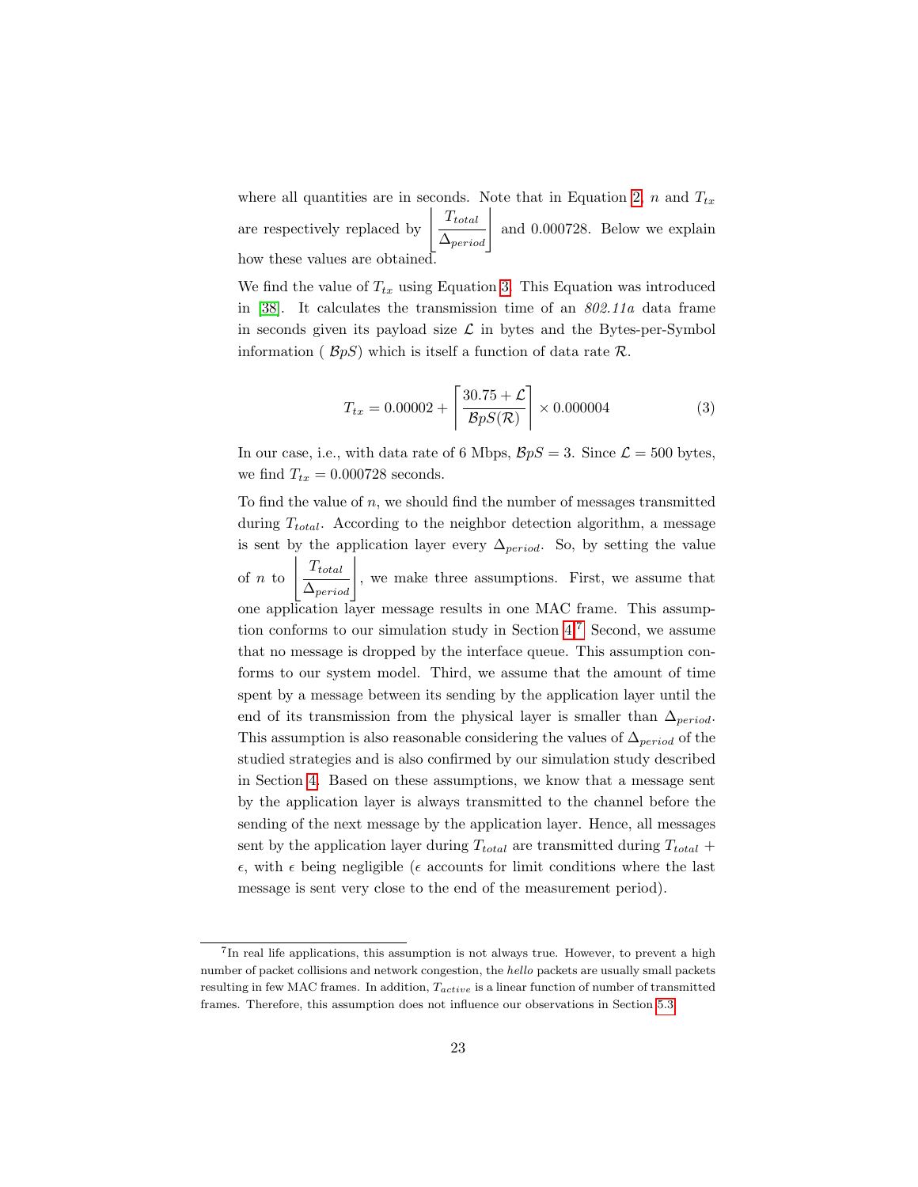where all quantities are in seconds. Note that in Equation 2, $n$ and $T_{tx}$ are respectively replaced by $\left\lfloor \frac{T_{total}}{\Delta_{period}} \right\rfloor$ and 0.000728. Below we explain how these values are obtained.

We find the value of $T_{tx}$ using Equation 3. This Equation was introduced in [38]. It calculates the transmission time of an *802.11a* data frame in seconds given its payload size $\mathcal{L}$ in bytes and the Bytes-per-Symbol information ( $\mathcal{B}p\mathcal{S}$) which is itself a function of data rate $\mathcal{R}$.

$$T_{tx} = 0.00002 + \left\lceil \frac{30.75 + \mathcal{L}}{\mathcal{B}p\mathcal{S}(\mathcal{R})} \right\rceil \times 0.000004 \tag{3}$$

In our case, i.e., with data rate of 6 Mbps, $\mathcal{B}p\mathcal{S} = 3$. Since $\mathcal{L} = 500$ bytes, we find $T_{tx} = 0.000728$ seconds.

To find the value of $n$, we should find the number of messages transmitted during $T_{total}$. According to the neighbor detection algorithm, a message is sent by the application layer every $\Delta_{period}$. So, by setting the value of $n$ to $\left\lfloor \frac{T_{total}}{\Delta_{period}} \right\rfloor$, we make three assumptions. First, we assume that one application layer message results in one MAC frame. This assumption conforms to our simulation study in Section 4.[7] Second, we assume that no message is dropped by the interface queue. This assumption conforms to our system model. Third, we assume that the amount of time spent by a message between its sending by the application layer until the end of its transmission from the physical layer is smaller than $\Delta_{period}$. This assumption is also reasonable considering the values of $\Delta_{period}$ of the studied strategies and is also confirmed by our simulation study described in Section 4. Based on these assumptions, we know that a message sent by the application layer is always transmitted to the channel before the sending of the next message by the application layer. Hence, all messages sent by the application layer during $T_{total}$ are transmitted during $T_{total} + \epsilon$, with $\epsilon$ being negligible ($\epsilon$ accounts for limit conditions where the last message is sent very close to the end of the measurement period).

[7] In real life applications, this assumption is not always true. However, to prevent a high number of packet collisions and network congestion, the *hello* packets are usually small packets resulting in few MAC frames. In addition, $T_{active}$ is a linear function of number of transmitted frames. Therefore, this assumption does not influence our observations in Section 5.3.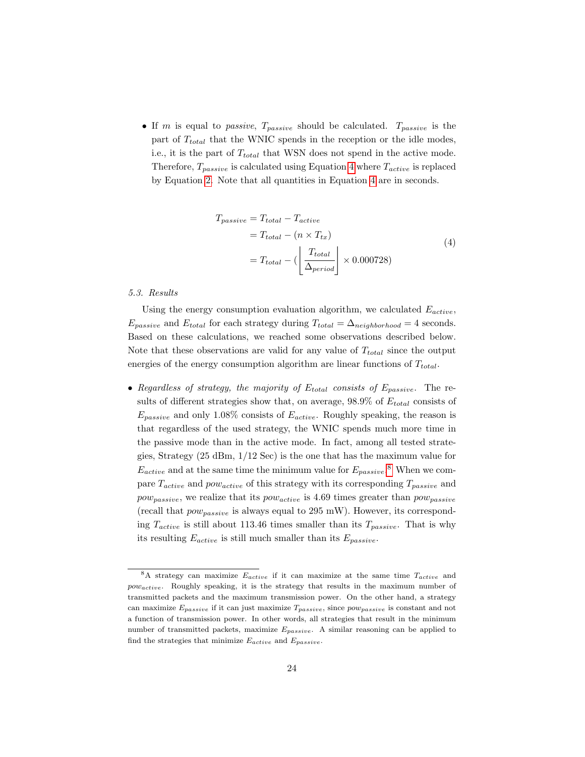- If $m$ is equal to *passive*, $T_{passive}$ should be calculated. $T_{passive}$ is the part of $T_{total}$ that the WNIC spends in the reception or the idle modes, i.e., it is the part of $T_{total}$ that WSN does not spend in the active mode. Therefore, $T_{passive}$ is calculated using Equation 4 where $T_{active}$ is replaced by Equation 2. Note that all quantities in Equation 4 are in seconds.

$$
\begin{aligned}
T_{passive} &= T_{total} - T_{active} \\
&= T_{total} - (n \times T_{tx}) \\
&= T_{total} - (\left\lfloor \frac{T_{total}}{\Delta_{period}} \right\rfloor \times 0.000728)
\end{aligned}
\tag{4}
$$

*5.3. Results*

Using the energy consumption evaluation algorithm, we calculated $E_{active}$, $E_{passive}$ and $E_{total}$ for each strategy during $T_{total} = \Delta_{neighborhood} = 4$ seconds. Based on these calculations, we reached some observations described below. Note that these observations are valid for any value of $T_{total}$ since the output energies of the energy consumption algorithm are linear functions of $T_{total}$.

- *Regardless of strategy, the majority of $E_{total}$ consists of $E_{passive}$.* The results of different strategies show that, on average, 98.9% of $E_{total}$ consists of $E_{passive}$ and only 1.08% consists of $E_{active}$. Roughly speaking, the reason is that regardless of the used strategy, the WNIC spends much more time in the passive mode than in the active mode. In fact, among all tested strategies, Strategy (25 dBm, 1/12 Sec) is the one that has the maximum value for $E_{active}$ and at the same time the minimum value for $E_{passive}$.[8] When we compare $T_{active}$ and $pow_{active}$ of this strategy with its corresponding $T_{passive}$ and $pow_{passive}$, we realize that its $pow_{active}$ is 4.69 times greater than $pow_{passive}$ (recall that $pow_{passive}$ is always equal to 295 mW). However, its corresponding $T_{active}$ is still about 113.46 times smaller than its $T_{passive}$. That is why its resulting $E_{active}$ is still much smaller than its $E_{passive}$.

[8] A strategy can maximize $E_{active}$ if it can maximize at the same time $T_{active}$ and $pow_{active}$. Roughly speaking, it is the strategy that results in the maximum number of transmitted packets and the maximum transmission power. On the other hand, a strategy can maximize $E_{passive}$ if it can just maximize $T_{passive}$, since $pow_{passive}$ is constant and not a function of transmission power. In other words, all strategies that result in the minimum number of transmitted packets, maximize $E_{passive}$. A similar reasoning can be applied to find the strategies that minimize $E_{active}$ and $E_{passive}$.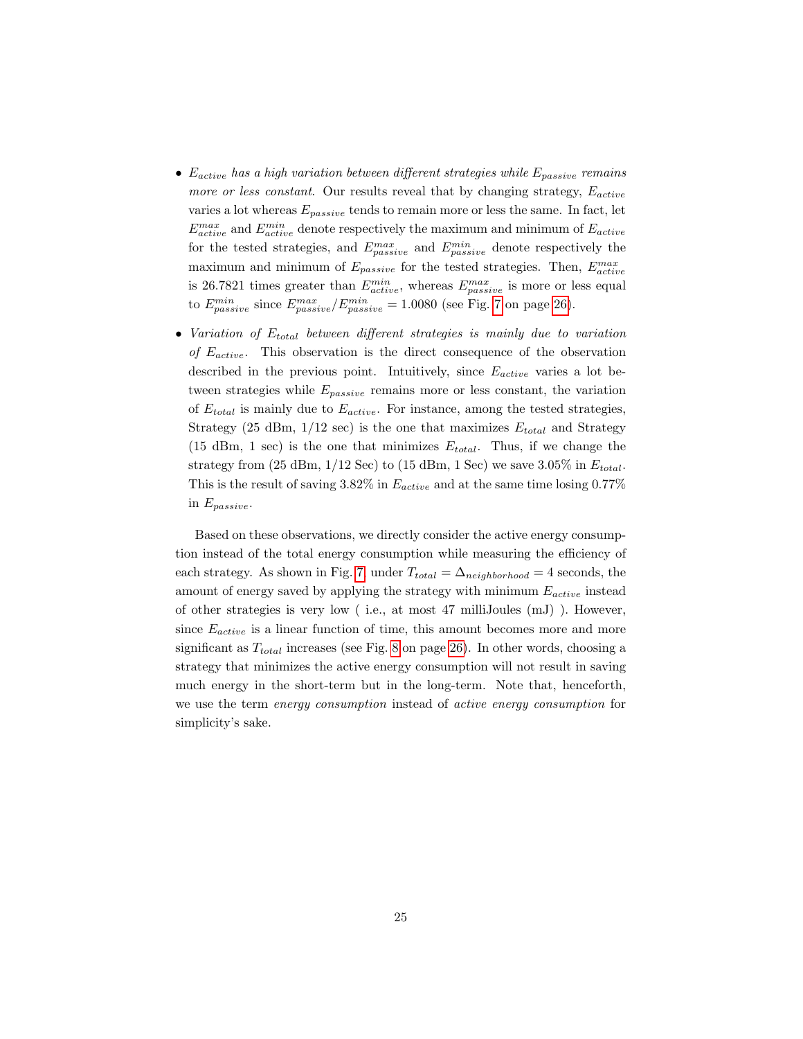- *$E_{active}$ has a high variation between different strategies while $E_{passive}$ remains more or less constant.* Our results reveal that by changing strategy, $E_{active}$ varies a lot whereas $E_{passive}$ tends to remain more or less the same. In fact, let $E_{active}^{max}$ and $E_{active}^{min}$ denote respectively the maximum and minimum of $E_{active}$ for the tested strategies, and $E_{passive}^{max}$ and $E_{passive}^{min}$ denote respectively the maximum and minimum of $E_{passive}$ for the tested strategies. Then, $E_{active}^{max}$ is 26.7821 times greater than $E_{active}^{min}$, whereas $E_{passive}^{max}$ is more or less equal to $E_{passive}^{min}$ since $E_{passive}^{max}/E_{passive}^{min} = 1.0080$ (see Fig. 7 on page 26).

- *Variation of $E_{total}$ between different strategies is mainly due to variation of $E_{active}$.* This observation is the direct consequence of the observation described in the previous point. Intuitively, since $E_{active}$ varies a lot between strategies while $E_{passive}$ remains more or less constant, the variation of $E_{total}$ is mainly due to $E_{active}$. For instance, among the tested strategies, Strategy (25 dBm, 1/12 sec) is the one that maximizes $E_{total}$ and Strategy (15 dBm, 1 sec) is the one that minimizes $E_{total}$. Thus, if we change the strategy from (25 dBm, 1/12 Sec) to (15 dBm, 1 Sec) we save 3.05% in $E_{total}$. This is the result of saving 3.82% in $E_{active}$ and at the same time losing 0.77% in $E_{passive}$.

Based on these observations, we directly consider the active energy consumption instead of the total energy consumption while measuring the efficiency of each strategy. As shown in Fig. 7 under $T_{total} = \Delta_{neighborhood} = 4$ seconds, the amount of energy saved by applying the strategy with minimum $E_{active}$ instead of other strategies is very low ( i.e., at most 47 milliJoules (mJ) ). However, since $E_{active}$ is a linear function of time, this amount becomes more and more significant as $T_{total}$ increases (see Fig. 8 on page 26). In other words, choosing a strategy that minimizes the active energy consumption will not result in saving much energy in the short-term but in the long-term. Note that, henceforth, we use the term *energy consumption* instead of *active energy consumption* for simplicity's sake.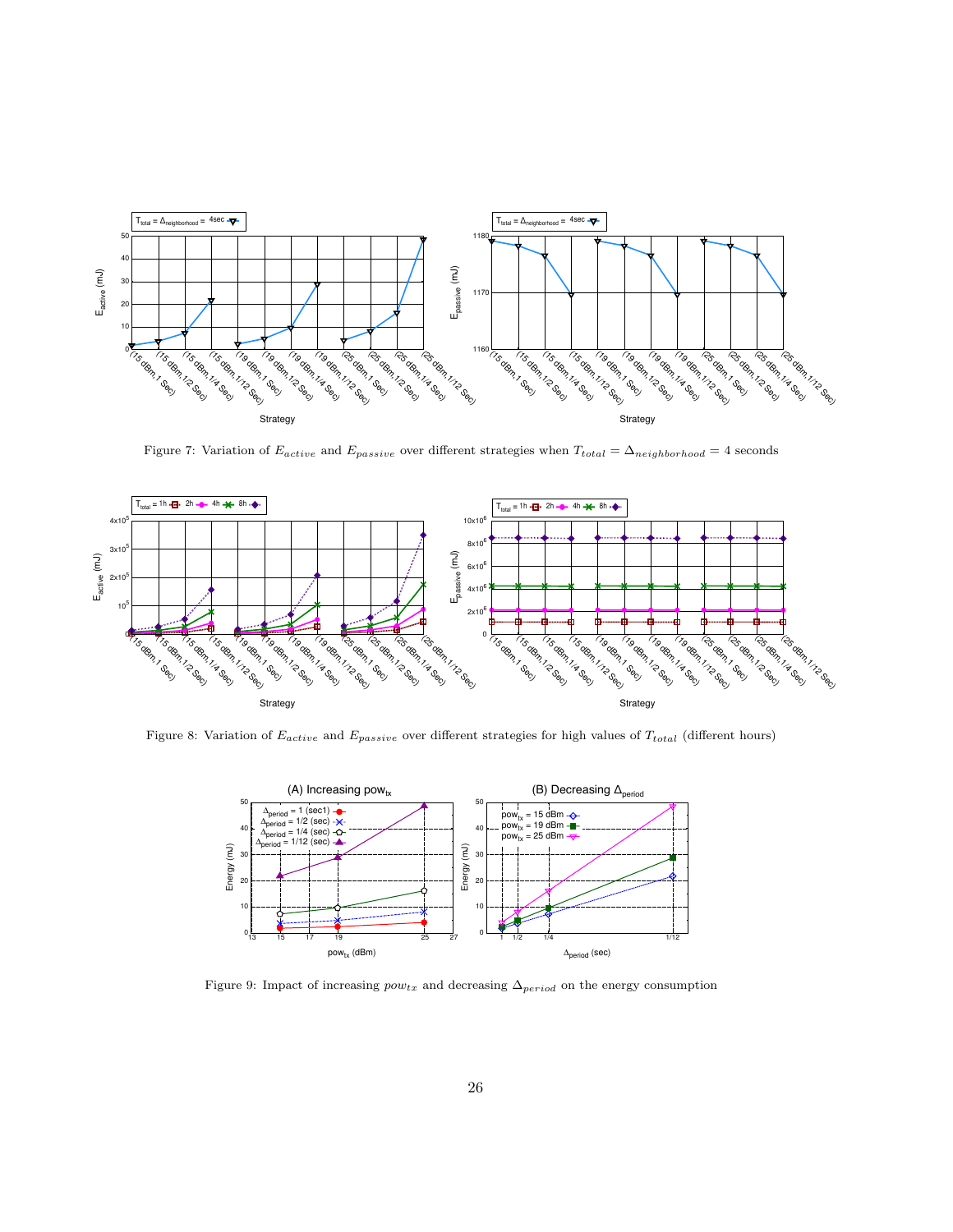Figure 7: Variation of $E_{active}$ and $E_{passive}$ over different strategies when $T_{total} = \Delta_{neighborhood} = 4$ seconds

Figure 8: Variation of $E_{active}$ and $E_{passive}$ over different strategies for high values of $T_{total}$ (different hours)

Figure 9: Impact of increasing $pow_{tx}$ and decreasing $\Delta_{period}$ on the energy consumption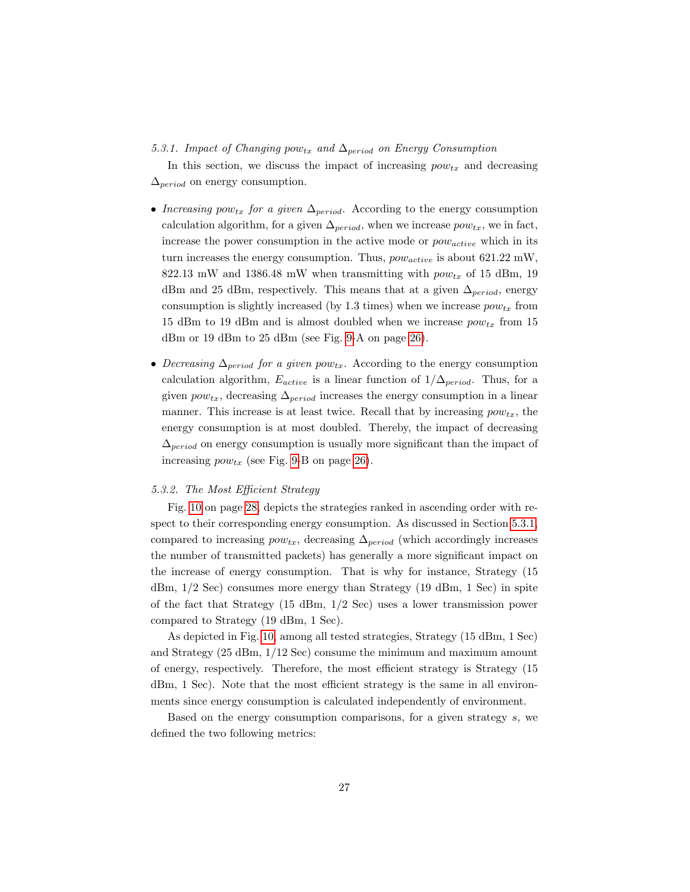#### 5.3.1. Impact of Changing $pow_{tx}$ and $\Delta_{period}$ on Energy Consumption

In this section, we discuss the impact of increasing $pow_{tx}$ and decreasing $\Delta_{period}$ on energy consumption.

- *Increasing $pow_{tx}$ for a given $\Delta_{period}$.* According to the energy consumption calculation algorithm, for a given $\Delta_{period}$, when we increase $pow_{tx}$, we in fact, increase the power consumption in the active mode or $pow_{active}$ which in its turn increases the energy consumption. Thus, $pow_{active}$ is about 621.22 mW, 822.13 mW and 1386.48 mW when transmitting with $pow_{tx}$ of 15 dBm, 19 dBm and 25 dBm, respectively. This means that at a given $\Delta_{period}$, energy consumption is slightly increased (by 1.3 times) when we increase $pow_{tx}$ from 15 dBm to 19 dBm and is almost doubled when we increase $pow_{tx}$ from 15 dBm or 19 dBm to 25 dBm (see Fig. 9-A on page 26).
- *Decreasing $\Delta_{period}$ for a given $pow_{tx}$.* According to the energy consumption calculation algorithm, $E_{active}$ is a linear function of $1/\Delta_{period}$. Thus, for a given $pow_{tx}$, decreasing $\Delta_{period}$ increases the energy consumption in a linear manner. This increase is at least twice. Recall that by increasing $pow_{tx}$, the energy consumption is at most doubled. Thereby, the impact of decreasing $\Delta_{period}$ on energy consumption is usually more significant than the impact of increasing $pow_{tx}$ (see Fig. 9-B on page 26).

#### 5.3.2. The Most Efficient Strategy

Fig. 10 on page 28, depicts the strategies ranked in ascending order with respect to their corresponding energy consumption. As discussed in Section 5.3.1, compared to increasing $pow_{tx}$, decreasing $\Delta_{period}$ (which accordingly increases the number of transmitted packets) has generally a more significant impact on the increase of energy consumption. That is why for instance, Strategy (15 dBm, 1/2 Sec) consumes more energy than Strategy (19 dBm, 1 Sec) in spite of the fact that Strategy (15 dBm, 1/2 Sec) uses a lower transmission power compared to Strategy (19 dBm, 1 Sec).

As depicted in Fig. 10, among all tested strategies, Strategy (15 dBm, 1 Sec) and Strategy (25 dBm, 1/12 Sec) consume the minimum and maximum amount of energy, respectively. Therefore, the most efficient strategy is Strategy (15 dBm, 1 Sec). Note that the most efficient strategy is the same in all environments since energy consumption is calculated independently of environment.

Based on the energy consumption comparisons, for a given strategy $s$, we defined the two following metrics: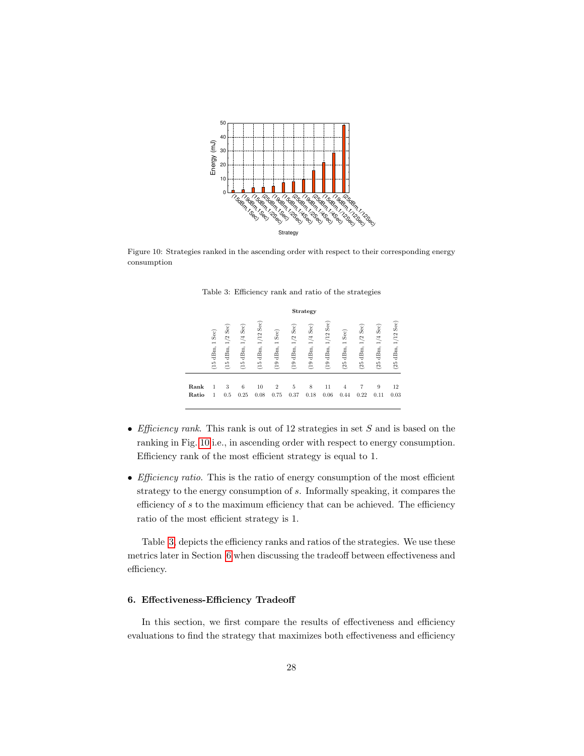Figure 10: Strategies ranked in the ascending order with respect to their corresponding energy consumption

Table 3: Efficiency rank and ratio of the strategies

| | Strategy | | | | | | | | | | | |
|---|---|---|---|---|---|---|---|---|---|---|---|---|
| | (15 dBm, 1 Sec) | (15 dBm, 1/2 Sec) | (15 dBm, 1/4 Sec) | (15 dBm, 1/12 Sec) | (19 dBm, 1 Sec) | (19 dBm, 1/2 Sec) | (19 dBm, 1/4 Sec) | (19 dBm, 1/12 Sec) | (25 dBm, 1 Sec) | (25 dBm, 1/2 Sec) | (25 dBm, 1/4 Sec) | (25 dBm, 1/12 Sec) |
| **Rank** | 1 | 3 | 6 | 10 | 2 | 5 | 8 | 11 | 4 | 7 | 9 | 12 |
| **Ratio** | 1 | 0.5 | 0.25 | 0.08 | 0.75 | 0.37 | 0.18 | 0.06 | 0.44 | 0.22 | 0.11 | 0.03 |

- *Efficiency rank*. This rank is out of 12 strategies in set $S$ and is based on the ranking in Fig. 10 i.e., in ascending order with respect to energy consumption. Efficiency rank of the most efficient strategy is equal to 1.
- *Efficiency ratio*. This is the ratio of energy consumption of the most efficient strategy to the energy consumption of $s$. Informally speaking, it compares the efficiency of $s$ to the maximum efficiency that can be achieved. The efficiency ratio of the most efficient strategy is 1.

Table 3, depicts the efficiency ranks and ratios of the strategies. We use these metrics later in Section 6 when discussing the tradeoff between effectiveness and efficiency.

## 6. Effectiveness-Efficiency Tradeoff

In this section, we first compare the results of effectiveness and efficiency evaluations to find the strategy that maximizes both effectiveness and efficiency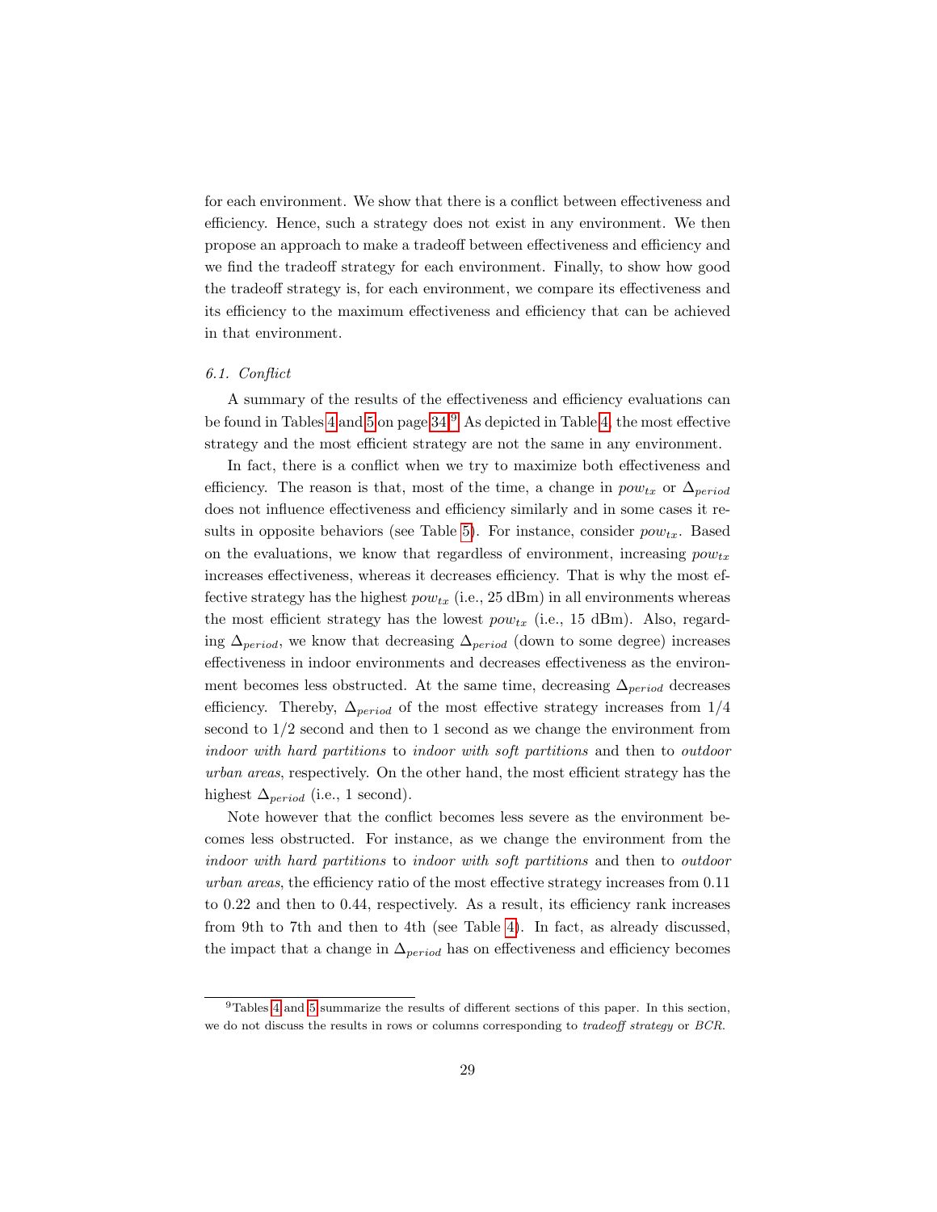for each environment. We show that there is a conflict between effectiveness and efficiency. Hence, such a strategy does not exist in any environment. We then propose an approach to make a tradeoff between effectiveness and efficiency and we find the tradeoff strategy for each environment. Finally, to show how good the tradeoff strategy is, for each environment, we compare its effectiveness and its efficiency to the maximum effectiveness and efficiency that can be achieved in that environment.

### 6.1. Conflict

A summary of the results of the effectiveness and efficiency evaluations can be found in Tables 4 and 5 on page 34.[9] As depicted in Table 4, the most effective strategy and the most efficient strategy are not the same in any environment.

In fact, there is a conflict when we try to maximize both effectiveness and efficiency. The reason is that, most of the time, a change in $pow_{tx}$ or $\Delta_{period}$ does not influence effectiveness and efficiency similarly and in some cases it results in opposite behaviors (see Table 5). For instance, consider $pow_{tx}$. Based on the evaluations, we know that regardless of environment, increasing $pow_{tx}$ increases effectiveness, whereas it decreases efficiency. That is why the most effective strategy has the highest $pow_{tx}$ (i.e., 25 dBm) in all environments whereas the most efficient strategy has the lowest $pow_{tx}$ (i.e., 15 dBm). Also, regarding $\Delta_{period}$, we know that decreasing $\Delta_{period}$ (down to some degree) increases effectiveness in indoor environments and decreases effectiveness as the environment becomes less obstructed. At the same time, decreasing $\Delta_{period}$ decreases efficiency. Thereby, $\Delta_{period}$ of the most effective strategy increases from 1/4 second to 1/2 second and then to 1 second as we change the environment from *indoor with hard partitions* to *indoor with soft partitions* and then to *outdoor urban areas*, respectively. On the other hand, the most efficient strategy has the highest $\Delta_{period}$ (i.e., 1 second).

Note however that the conflict becomes less severe as the environment becomes less obstructed. For instance, as we change the environment from the *indoor with hard partitions* to *indoor with soft partitions* and then to *outdoor urban areas*, the efficiency ratio of the most effective strategy increases from 0.11 to 0.22 and then to 0.44, respectively. As a result, its efficiency rank increases from 9th to 7th and then to 4th (see Table 4). In fact, as already discussed, the impact that a change in $\Delta_{period}$ has on effectiveness and efficiency becomes

[9] Tables 4 and 5 summarize the results of different sections of this paper. In this section, we do not discuss the results in rows or columns corresponding to *tradeoff strategy* or *BCR*.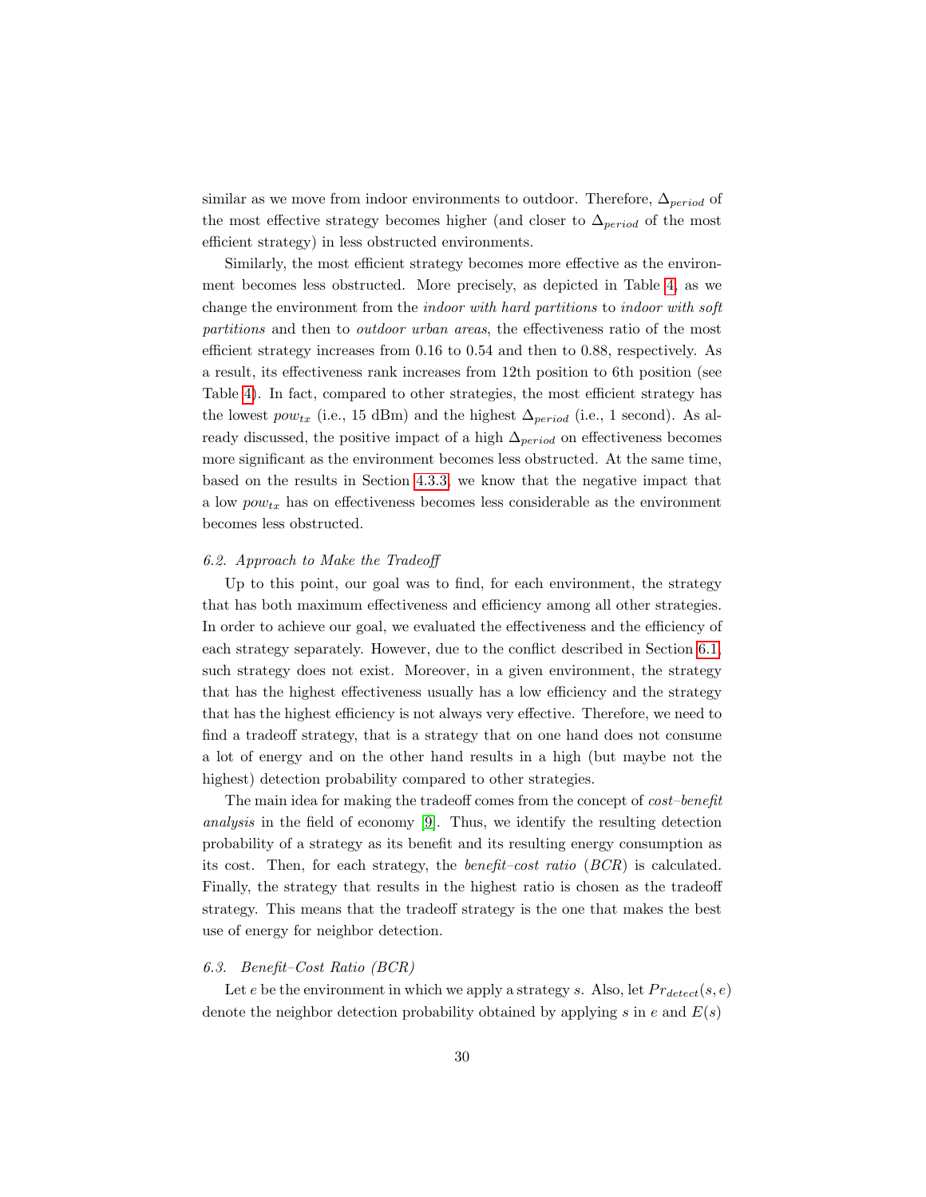similar as we move from indoor environments to outdoor. Therefore, $\Delta_{period}$ of the most effective strategy becomes higher (and closer to $\Delta_{period}$ of the most efficient strategy) in less obstructed environments.

Similarly, the most efficient strategy becomes more effective as the environment becomes less obstructed. More precisely, as depicted in Table 4, as we change the environment from the *indoor with hard partitions* to *indoor with soft partitions* and then to *outdoor urban areas*, the effectiveness ratio of the most efficient strategy increases from 0.16 to 0.54 and then to 0.88, respectively. As a result, its effectiveness rank increases from 12th position to 6th position (see Table 4). In fact, compared to other strategies, the most efficient strategy has the lowest $pow_{tx}$ (i.e., 15 dBm) and the highest $\Delta_{period}$ (i.e., 1 second). As already discussed, the positive impact of a high $\Delta_{period}$ on effectiveness becomes more significant as the environment becomes less obstructed. At the same time, based on the results in Section 4.3.3, we know that the negative impact that a low $pow_{tx}$ has on effectiveness becomes less considerable as the environment becomes less obstructed.

### 6.2. Approach to Make the Tradeoff

Up to this point, our goal was to find, for each environment, the strategy that has both maximum effectiveness and efficiency among all other strategies. In order to achieve our goal, we evaluated the effectiveness and the efficiency of each strategy separately. However, due to the conflict described in Section 6.1, such strategy does not exist. Moreover, in a given environment, the strategy that has the highest effectiveness usually has a low efficiency and the strategy that has the highest efficiency is not always very effective. Therefore, we need to find a tradeoff strategy, that is a strategy that on one hand does not consume a lot of energy and on the other hand results in a high (but maybe not the highest) detection probability compared to other strategies.

The main idea for making the tradeoff comes from the concept of *cost–benefit analysis* in the field of economy [9]. Thus, we identify the resulting detection probability of a strategy as its benefit and its resulting energy consumption as its cost. Then, for each strategy, the *benefit–cost ratio* (*BCR*) is calculated. Finally, the strategy that results in the highest ratio is chosen as the tradeoff strategy. This means that the tradeoff strategy is the one that makes the best use of energy for neighbor detection.

### 6.3. Benefit–Cost Ratio (BCR)

Let $e$ be the environment in which we apply a strategy $s$. Also, let $Pr_{detect}(s, e)$ denote the neighbor detection probability obtained by applying $s$ in $e$ and $E(s)$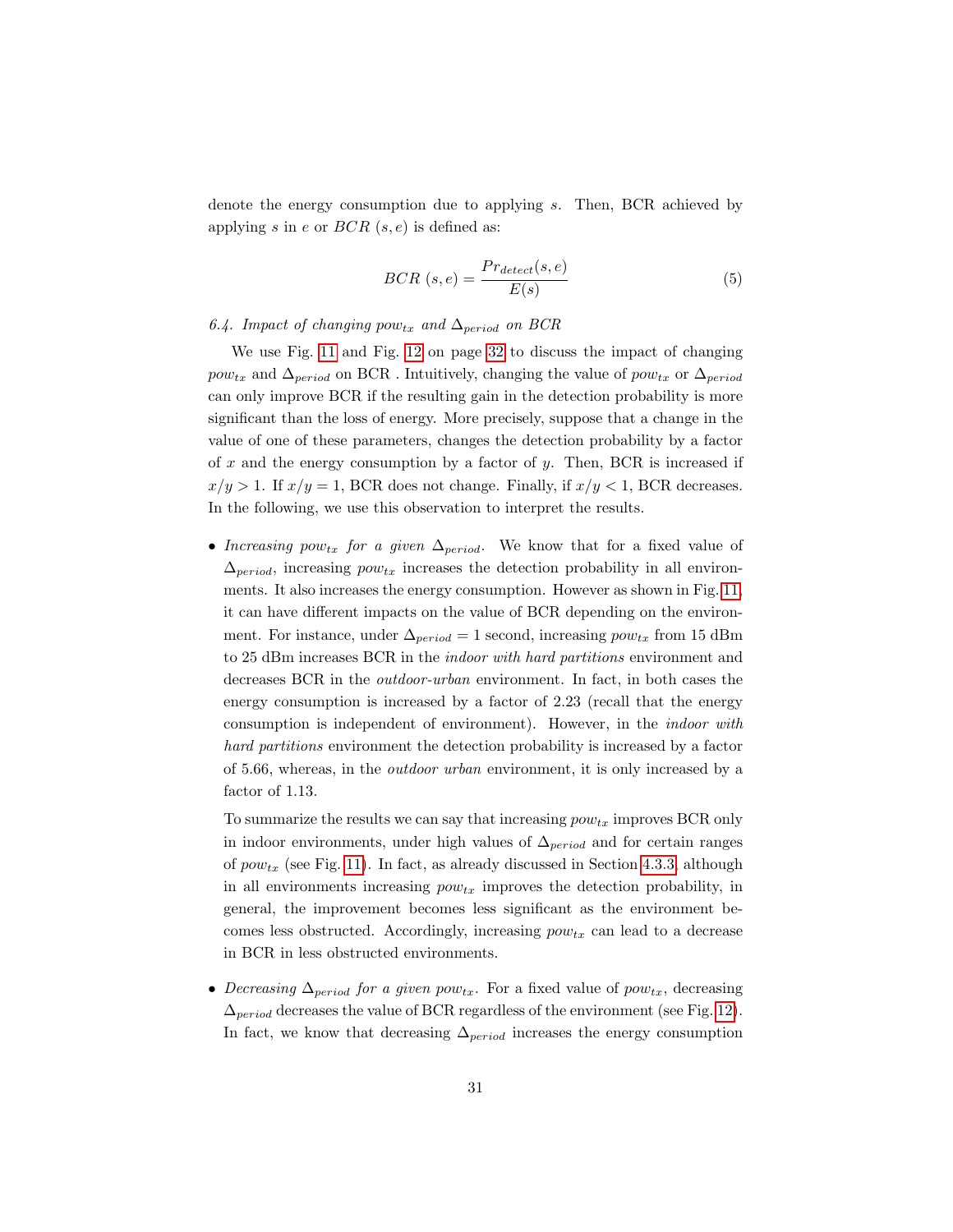denote the energy consumption due to applying $s$. Then, BCR achieved by applying $s$ in $e$ or $BCR\ (s, e)$ is defined as:

$$BCR\ (s, e) = \frac{Pr_{detect}(s, e)}{E(s)} \tag{5}$$

### *6.4. Impact of changing $pow_{tx}$ and $\Delta_{period}$ on BCR*

We use Fig. 11 and Fig. 12 on page 32 to discuss the impact of changing $pow_{tx}$ and $\Delta_{period}$ on BCR . Intuitively, changing the value of $pow_{tx}$ or $\Delta_{period}$ can only improve BCR if the resulting gain in the detection probability is more significant than the loss of energy. More precisely, suppose that a change in the value of one of these parameters, changes the detection probability by a factor of $x$ and the energy consumption by a factor of $y$. Then, BCR is increased if $x/y > 1$. If $x/y = 1$, BCR does not change. Finally, if $x/y < 1$, BCR decreases. In the following, we use this observation to interpret the results.

- *Increasing $pow_{tx}$ for a given $\Delta_{period}$.* We know that for a fixed value of $\Delta_{period}$, increasing $pow_{tx}$ increases the detection probability in all environments. It also increases the energy consumption. However as shown in Fig. 11, it can have different impacts on the value of BCR depending on the environment. For instance, under $\Delta_{period} = 1$ second, increasing $pow_{tx}$ from 15 dBm to 25 dBm increases BCR in the *indoor with hard partitions* environment and decreases BCR in the *outdoor-urban* environment. In fact, in both cases the energy consumption is increased by a factor of 2.23 (recall that the energy consumption is independent of environment). However, in the *indoor with hard partitions* environment the detection probability is increased by a factor of 5.66, whereas, in the *outdoor urban* environment, it is only increased by a factor of 1.13.

  To summarize the results we can say that increasing $pow_{tx}$ improves BCR only in indoor environments, under high values of $\Delta_{period}$ and for certain ranges of $pow_{tx}$ (see Fig. 11). In fact, as already discussed in Section 4.3.3, although in all environments increasing $pow_{tx}$ improves the detection probability, in general, the improvement becomes less significant as the environment becomes less obstructed. Accordingly, increasing $pow_{tx}$ can lead to a decrease in BCR in less obstructed environments.

- *Decreasing $\Delta_{period}$ for a given $pow_{tx}$.* For a fixed value of $pow_{tx}$, decreasing $\Delta_{period}$ decreases the value of BCR regardless of the environment (see Fig. 12). In fact, we know that decreasing $\Delta_{period}$ increases the energy consumption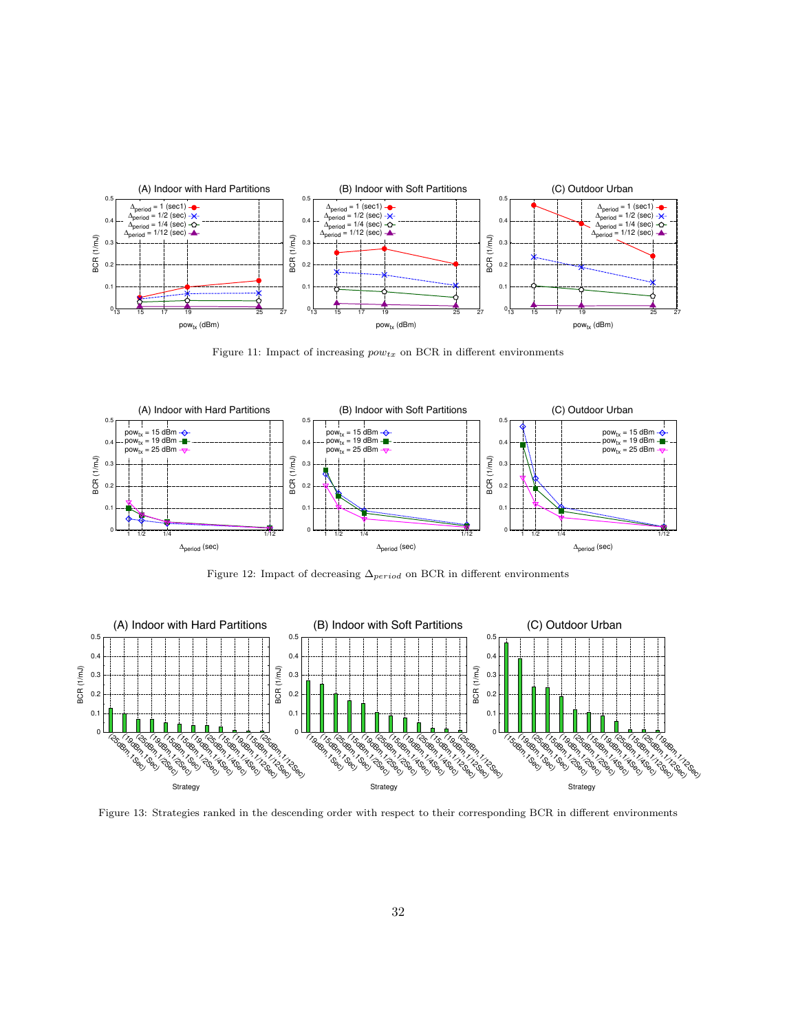Figure 11: Impact of increasing $pow_{tx}$ on BCR in different environments

Figure 12: Impact of decreasing $\Delta_{period}$ on BCR in different environments

Figure 13: Strategies ranked in the descending order with respect to their corresponding BCR in different environments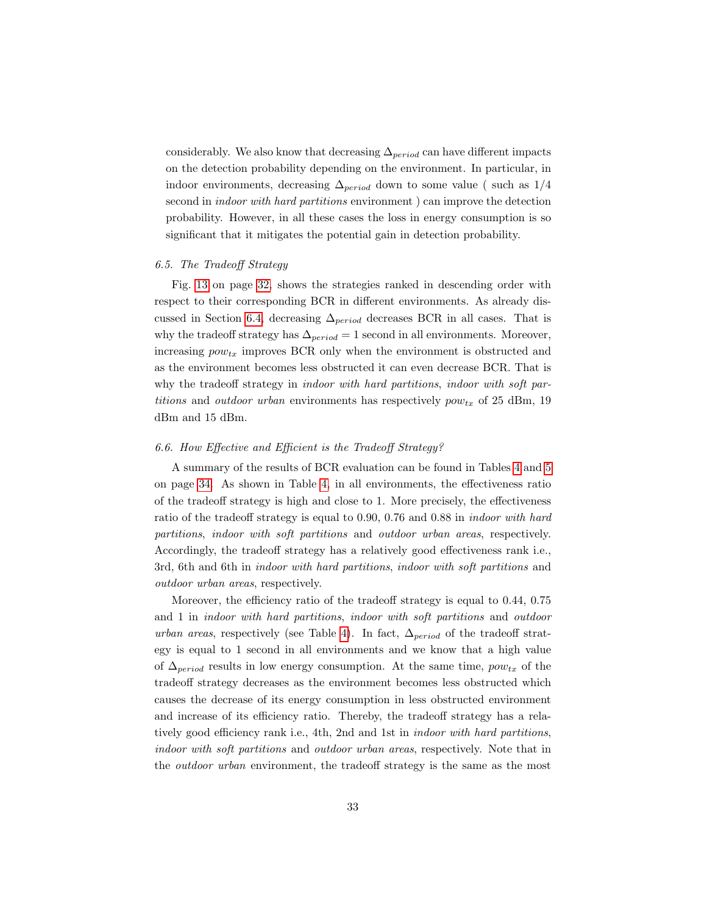considerably. We also know that decreasing $\Delta_{period}$ can have different impacts on the detection probability depending on the environment. In particular, in indoor environments, decreasing $\Delta_{period}$ down to some value ( such as 1/4 second in *indoor with hard partitions* environment ) can improve the detection probability. However, in all these cases the loss in energy consumption is so significant that it mitigates the potential gain in detection probability.

### 6.5. The Tradeoff Strategy

Fig. 13 on page 32, shows the strategies ranked in descending order with respect to their corresponding BCR in different environments. As already discussed in Section 6.4, decreasing $\Delta_{period}$ decreases BCR in all cases. That is why the tradeoff strategy has $\Delta_{period} = 1$ second in all environments. Moreover, increasing $pow_{tx}$ improves BCR only when the environment is obstructed and as the environment becomes less obstructed it can even decrease BCR. That is why the tradeoff strategy in *indoor with hard partitions*, *indoor with soft partitions* and *outdoor urban* environments has respectively $pow_{tx}$ of 25 dBm, 19 dBm and 15 dBm.

### 6.6. How Effective and Efficient is the Tradeoff Strategy?

A summary of the results of BCR evaluation can be found in Tables 4 and 5 on page 34. As shown in Table 4, in all environments, the effectiveness ratio of the tradeoff strategy is high and close to 1. More precisely, the effectiveness ratio of the tradeoff strategy is equal to 0.90, 0.76 and 0.88 in *indoor with hard partitions*, *indoor with soft partitions* and *outdoor urban areas*, respectively. Accordingly, the tradeoff strategy has a relatively good effectiveness rank i.e., 3rd, 6th and 6th in *indoor with hard partitions*, *indoor with soft partitions* and *outdoor urban areas*, respectively.

Moreover, the efficiency ratio of the tradeoff strategy is equal to 0.44, 0.75 and 1 in *indoor with hard partitions*, *indoor with soft partitions* and *outdoor urban areas*, respectively (see Table 4). In fact, $\Delta_{period}$ of the tradeoff strategy is equal to 1 second in all environments and we know that a high value of $\Delta_{period}$ results in low energy consumption. At the same time, $pow_{tx}$ of the tradeoff strategy decreases as the environment becomes less obstructed which causes the decrease of its energy consumption in less obstructed environment and increase of its efficiency ratio. Thereby, the tradeoff strategy has a relatively good efficiency rank i.e., 4th, 2nd and 1st in *indoor with hard partitions*, *indoor with soft partitions* and *outdoor urban areas*, respectively. Note that in the *outdoor urban* environment, the tradeoff strategy is the same as the most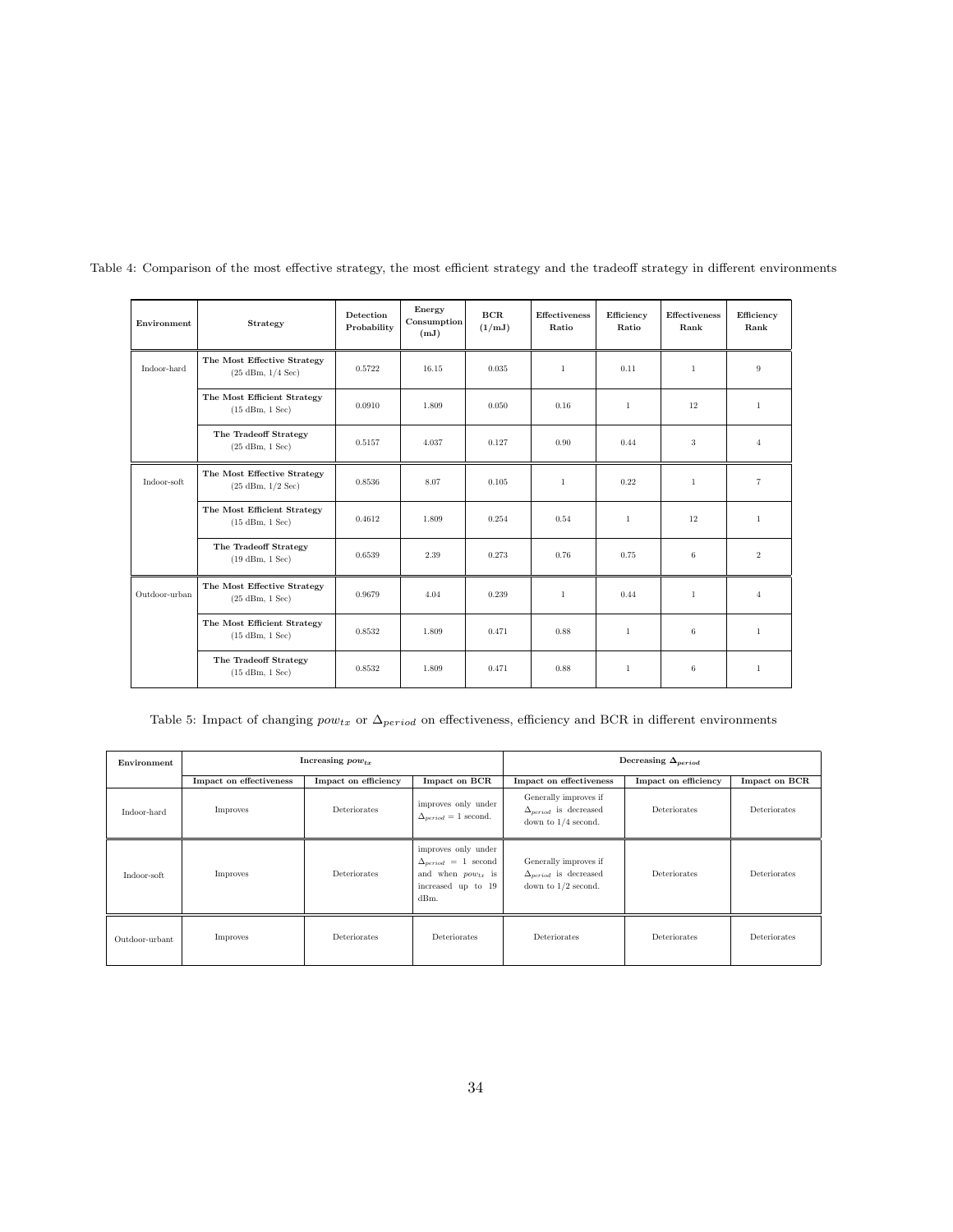Table 4: Comparison of the most effective strategy, the most efficient strategy and the tradeoff strategy in different environments

| Environment | Strategy | Detection Probability | Energy Consumption (mJ) | BCR (1/mJ) | Effectiveness Ratio | Efficiency Ratio | Effectiveness Rank | Efficiency Rank |
|---|---|---|---|---|---|---|---|---|
| Indoor-hard | **The Most Effective Strategy** (25 dBm, 1/4 Sec) | 0.5722 | 16.15 | 0.035 | 1 | 0.11 | 1 | 9 |
| | **The Most Efficient Strategy** (15 dBm, 1 Sec) | 0.0910 | 1.809 | 0.050 | 0.16 | 1 | 12 | 1 |
| | **The Tradeoff Strategy** (25 dBm, 1 Sec) | 0.5157 | 4.037 | 0.127 | 0.90 | 0.44 | 3 | 4 |
| Indoor-soft | **The Most Effective Strategy** (25 dBm, 1/2 Sec) | 0.8536 | 8.07 | 0.105 | 1 | 0.22 | 1 | 7 |
| | **The Most Efficient Strategy** (15 dBm, 1 Sec) | 0.4612 | 1.809 | 0.254 | 0.54 | 1 | 12 | 1 |
| | **The Tradeoff Strategy** (19 dBm, 1 Sec) | 0.6539 | 2.39 | 0.273 | 0.76 | 0.75 | 6 | 2 |
| Outdoor-urban | **The Most Effective Strategy** (25 dBm, 1 Sec) | 0.9679 | 4.04 | 0.239 | 1 | 0.44 | 1 | 4 |
| | **The Most Efficient Strategy** (15 dBm, 1 Sec) | 0.8532 | 1.809 | 0.471 | 0.88 | 1 | 6 | 1 |
| | **The Tradeoff Strategy** (15 dBm, 1 Sec) | 0.8532 | 1.809 | 0.471 | 0.88 | 1 | 6 | 1 |

Table 5: Impact of changing $pow_{tx}$ or $\Delta_{period}$ on effectiveness, efficiency and BCR in different environments

| Environment | Increasing $pow_{tx}$ | | | Decreasing $\Delta_{period}$ | | |
|---|---|---|---|---|---|---|
| | Impact on effectiveness | Impact on efficiency | Impact on BCR | Impact on effectiveness | Impact on efficiency | Impact on BCR |
| Indoor-hard | Improves | Deteriorates | improves only under $\Delta_{period} = 1$ second. | Generally improves if $\Delta_{period}$ is decreased down to 1/4 second. | Deteriorates | Deteriorates |
| Indoor-soft | Improves | Deteriorates | improves only under $\Delta_{period} = 1$ second and when $pow_{tx}$ is increased up to 19 dBm. | Generally improves if $\Delta_{period}$ is decreased down to 1/2 second. | Deteriorates | Deteriorates |
| Outdoor-urbant | Improves | Deteriorates | Deteriorates | Deteriorates | Deteriorates | Deteriorates |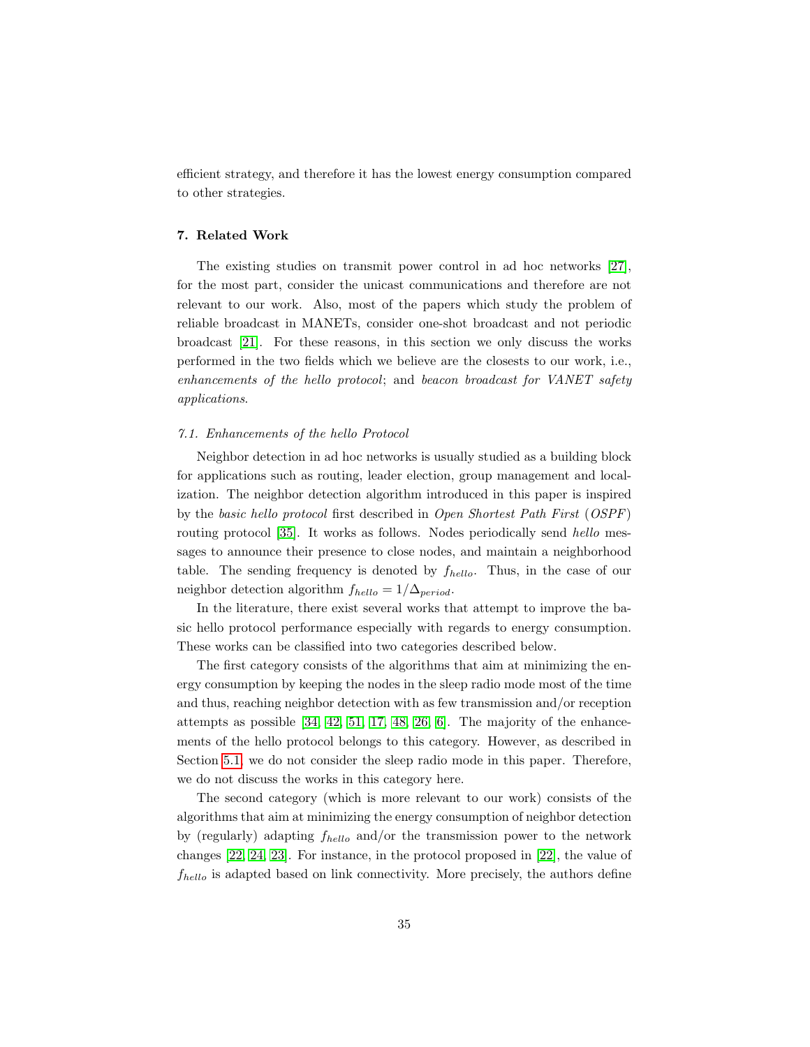efficient strategy, and therefore it has the lowest energy consumption compared to other strategies.

## 7. Related Work

The existing studies on transmit power control in ad hoc networks [27], for the most part, consider the unicast communications and therefore are not relevant to our work. Also, most of the papers which study the problem of reliable broadcast in MANETs, consider one-shot broadcast and not periodic broadcast [21]. For these reasons, in this section we only discuss the works performed in the two fields which we believe are the closests to our work, i.e., *enhancements of the hello protocol*; and *beacon broadcast for VANET safety applications*.

### 7.1. Enhancements of the hello Protocol

Neighbor detection in ad hoc networks is usually studied as a building block for applications such as routing, leader election, group management and localization. The neighbor detection algorithm introduced in this paper is inspired by the *basic hello protocol* first described in *Open Shortest Path First* (*OSPF*) routing protocol [35]. It works as follows. Nodes periodically send *hello* messages to announce their presence to close nodes, and maintain a neighborhood table. The sending frequency is denoted by $f_{hello}$. Thus, in the case of our neighbor detection algorithm $f_{hello} = 1/\Delta_{period}$.

In the literature, there exist several works that attempt to improve the basic hello protocol performance especially with regards to energy consumption. These works can be classified into two categories described below.

The first category consists of the algorithms that aim at minimizing the energy consumption by keeping the nodes in the sleep radio mode most of the time and thus, reaching neighbor detection with as few transmission and/or reception attempts as possible [34, 42, 51, 17, 48, 26, 6]. The majority of the enhancements of the hello protocol belongs to this category. However, as described in Section 5.1, we do not consider the sleep radio mode in this paper. Therefore, we do not discuss the works in this category here.

The second category (which is more relevant to our work) consists of the algorithms that aim at minimizing the energy consumption of neighbor detection by (regularly) adapting $f_{hello}$ and/or the transmission power to the network changes [22, 24, 23]. For instance, in the protocol proposed in [22], the value of $f_{hello}$ is adapted based on link connectivity. More precisely, the authors define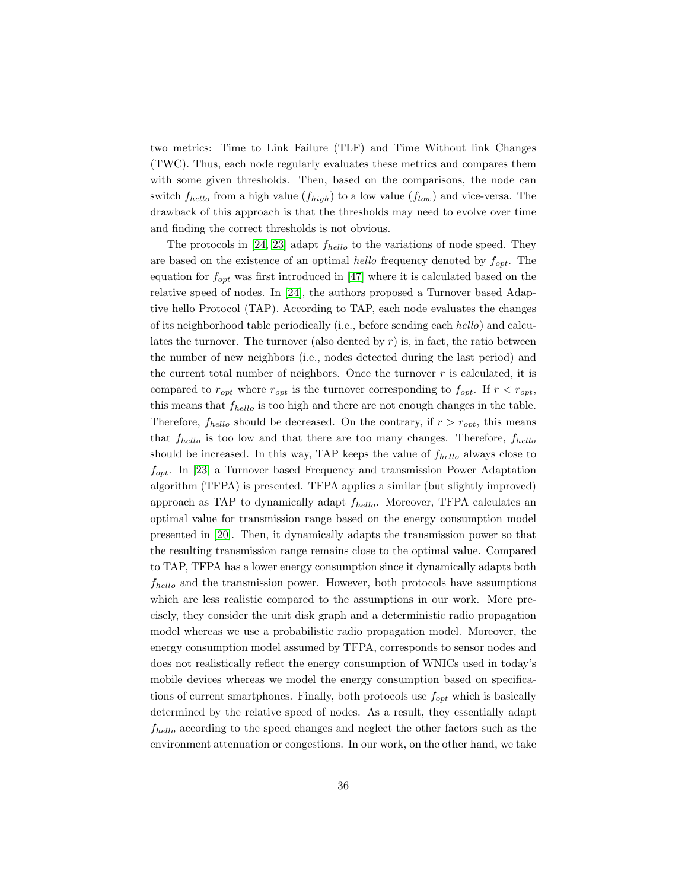two metrics: Time to Link Failure (TLF) and Time Without link Changes (TWC). Thus, each node regularly evaluates these metrics and compares them with some given thresholds. Then, based on the comparisons, the node can switch $f_{hello}$ from a high value ($f_{high}$) to a low value ($f_{low}$) and vice-versa. The drawback of this approach is that the thresholds may need to evolve over time and finding the correct thresholds is not obvious.

The protocols in [24, 23] adapt $f_{hello}$ to the variations of node speed. They are based on the existence of an optimal *hello* frequency denoted by $f_{opt}$. The equation for $f_{opt}$ was first introduced in [47] where it is calculated based on the relative speed of nodes. In [24], the authors proposed a Turnover based Adaptive hello Protocol (TAP). According to TAP, each node evaluates the changes of its neighborhood table periodically (i.e., before sending each *hello*) and calculates the turnover. The turnover (also dented by $r$) is, in fact, the ratio between the number of new neighbors (i.e., nodes detected during the last period) and the current total number of neighbors. Once the turnover $r$ is calculated, it is compared to $r_{opt}$ where $r_{opt}$ is the turnover corresponding to $f_{opt}$. If $r < r_{opt}$, this means that $f_{hello}$ is too high and there are not enough changes in the table. Therefore, $f_{hello}$ should be decreased. On the contrary, if $r > r_{opt}$, this means that $f_{hello}$ is too low and that there are too many changes. Therefore, $f_{hello}$ should be increased. In this way, TAP keeps the value of $f_{hello}$ always close to $f_{opt}$. In [23] a Turnover based Frequency and transmission Power Adaptation algorithm (TFPA) is presented. TFPA applies a similar (but slightly improved) approach as TAP to dynamically adapt $f_{hello}$. Moreover, TFPA calculates an optimal value for transmission range based on the energy consumption model presented in [20]. Then, it dynamically adapts the transmission power so that the resulting transmission range remains close to the optimal value. Compared to TAP, TFPA has a lower energy consumption since it dynamically adapts both $f_{hello}$ and the transmission power. However, both protocols have assumptions which are less realistic compared to the assumptions in our work. More precisely, they consider the unit disk graph and a deterministic radio propagation model whereas we use a probabilistic radio propagation model. Moreover, the energy consumption model assumed by TFPA, corresponds to sensor nodes and does not realistically reflect the energy consumption of WNICs used in today's mobile devices whereas we model the energy consumption based on specifications of current smartphones. Finally, both protocols use $f_{opt}$ which is basically determined by the relative speed of nodes. As a result, they essentially adapt $f_{hello}$ according to the speed changes and neglect the other factors such as the environment attenuation or congestions. In our work, on the other hand, we take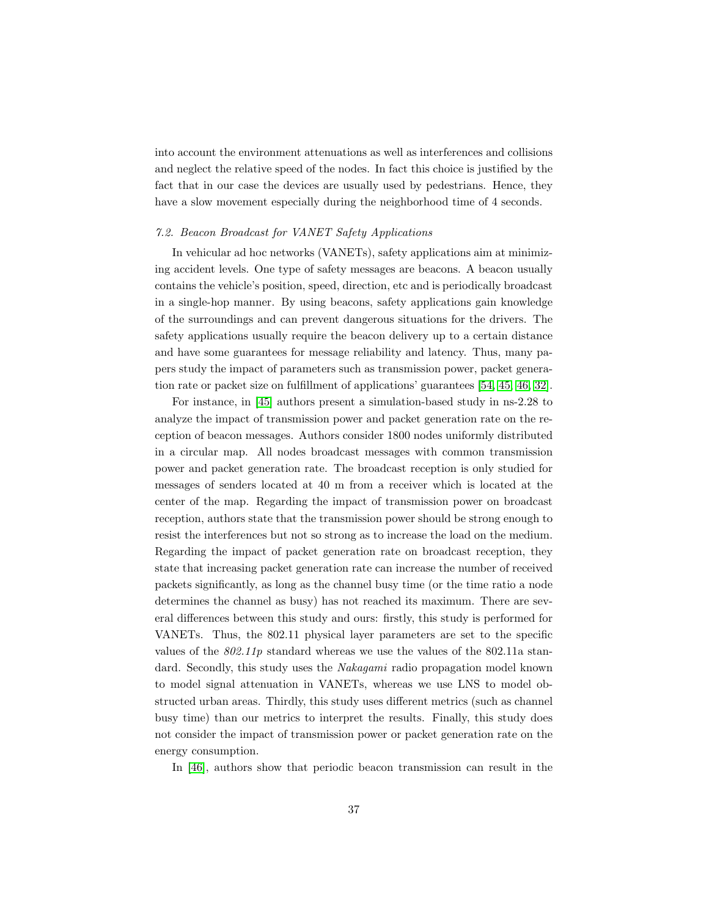into account the environment attenuations as well as interferences and collisions and neglect the relative speed of the nodes. In fact this choice is justified by the fact that in our case the devices are usually used by pedestrians. Hence, they have a slow movement especially during the neighborhood time of 4 seconds.

### *7.2. Beacon Broadcast for VANET Safety Applications*

In vehicular ad hoc networks (VANETs), safety applications aim at minimizing accident levels. One type of safety messages are beacons. A beacon usually contains the vehicle's position, speed, direction, etc and is periodically broadcast in a single-hop manner. By using beacons, safety applications gain knowledge of the surroundings and can prevent dangerous situations for the drivers. The safety applications usually require the beacon delivery up to a certain distance and have some guarantees for message reliability and latency. Thus, many papers study the impact of parameters such as transmission power, packet generation rate or packet size on fulfillment of applications' guarantees [54, 45, 46, 32].

For instance, in [45] authors present a simulation-based study in ns-2.28 to analyze the impact of transmission power and packet generation rate on the reception of beacon messages. Authors consider 1800 nodes uniformly distributed in a circular map. All nodes broadcast messages with common transmission power and packet generation rate. The broadcast reception is only studied for messages of senders located at 40 m from a receiver which is located at the center of the map. Regarding the impact of transmission power on broadcast reception, authors state that the transmission power should be strong enough to resist the interferences but not so strong as to increase the load on the medium. Regarding the impact of packet generation rate on broadcast reception, they state that increasing packet generation rate can increase the number of received packets significantly, as long as the channel busy time (or the time ratio a node determines the channel as busy) has not reached its maximum. There are several differences between this study and ours: firstly, this study is performed for VANETs. Thus, the 802.11 physical layer parameters are set to the specific values of the *802.11p* standard whereas we use the values of the 802.11a standard. Secondly, this study uses the *Nakagami* radio propagation model known to model signal attenuation in VANETs, whereas we use LNS to model obstructed urban areas. Thirdly, this study uses different metrics (such as channel busy time) than our metrics to interpret the results. Finally, this study does not consider the impact of transmission power or packet generation rate on the energy consumption.

In [46], authors show that periodic beacon transmission can result in the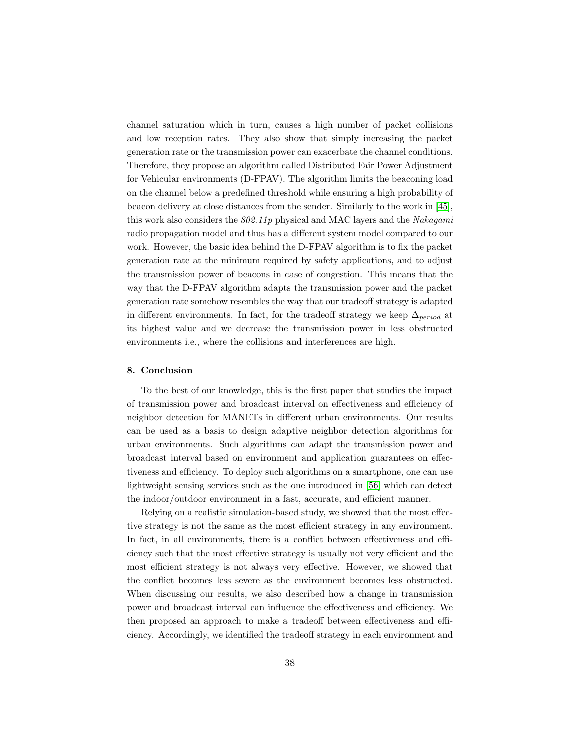channel saturation which in turn, causes a high number of packet collisions and low reception rates. They also show that simply increasing the packet generation rate or the transmission power can exacerbate the channel conditions. Therefore, they propose an algorithm called Distributed Fair Power Adjustment for Vehicular environments (D-FPAV). The algorithm limits the beaconing load on the channel below a predefined threshold while ensuring a high probability of beacon delivery at close distances from the sender. Similarly to the work in [45], this work also considers the *802.11p* physical and MAC layers and the *Nakagami* radio propagation model and thus has a different system model compared to our work. However, the basic idea behind the D-FPAV algorithm is to fix the packet generation rate at the minimum required by safety applications, and to adjust the transmission power of beacons in case of congestion. This means that the way that the D-FPAV algorithm adapts the transmission power and the packet generation rate somehow resembles the way that our tradeoff strategy is adapted in different environments. In fact, for the tradeoff strategy we keep $\Delta_{period}$ at its highest value and we decrease the transmission power in less obstructed environments i.e., where the collisions and interferences are high.

## 8. Conclusion

To the best of our knowledge, this is the first paper that studies the impact of transmission power and broadcast interval on effectiveness and efficiency of neighbor detection for MANETs in different urban environments. Our results can be used as a basis to design adaptive neighbor detection algorithms for urban environments. Such algorithms can adapt the transmission power and broadcast interval based on environment and application guarantees on effectiveness and efficiency. To deploy such algorithms on a smartphone, one can use lightweight sensing services such as the one introduced in [56] which can detect the indoor/outdoor environment in a fast, accurate, and efficient manner.

Relying on a realistic simulation-based study, we showed that the most effective strategy is not the same as the most efficient strategy in any environment. In fact, in all environments, there is a conflict between effectiveness and efficiency such that the most effective strategy is usually not very efficient and the most efficient strategy is not always very effective. However, we showed that the conflict becomes less severe as the environment becomes less obstructed. When discussing our results, we also described how a change in transmission power and broadcast interval can influence the effectiveness and efficiency. We then proposed an approach to make a tradeoff between effectiveness and efficiency. Accordingly, we identified the tradeoff strategy in each environment and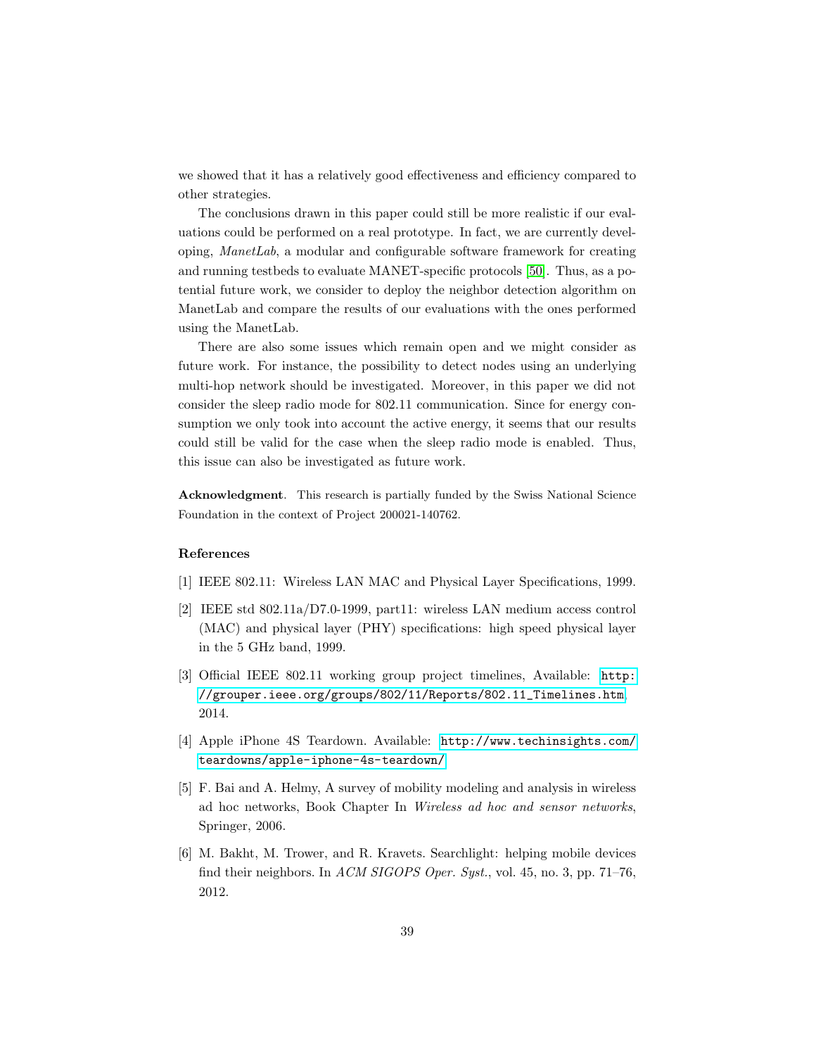we showed that it has a relatively good effectiveness and efficiency compared to other strategies.

The conclusions drawn in this paper could still be more realistic if our evaluations could be performed on a real prototype. In fact, we are currently developing, *ManetLab*, a modular and configurable software framework for creating and running testbeds to evaluate MANET-specific protocols [50]. Thus, as a potential future work, we consider to deploy the neighbor detection algorithm on ManetLab and compare the results of our evaluations with the ones performed using the ManetLab.

There are also some issues which remain open and we might consider as future work. For instance, the possibility to detect nodes using an underlying multi-hop network should be investigated. Moreover, in this paper we did not consider the sleep radio mode for 802.11 communication. Since for energy consumption we only took into account the active energy, it seems that our results could still be valid for the case when the sleep radio mode is enabled. Thus, this issue can also be investigated as future work.

**Acknowledgment**. This research is partially funded by the Swiss National Science Foundation in the context of Project 200021-140762.

## References

[1] IEEE 802.11: Wireless LAN MAC and Physical Layer Specifications, 1999.

[2] IEEE std 802.11a/D7.0-1999, part11: wireless LAN medium access control (MAC) and physical layer (PHY) specifications: high speed physical layer in the 5 GHz band, 1999.

[3] Official IEEE 802.11 working group project timelines, Available: http://grouper.ieee.org/groups/802/11/Reports/802.11_Timelines.htm, 2014.

[4] Apple iPhone 4S Teardown. Available: http://www.techinsights.com/teardowns/apple-iphone-4s-teardown/

[5] F. Bai and A. Helmy, A survey of mobility modeling and analysis in wireless ad hoc networks, Book Chapter In *Wireless ad hoc and sensor networks*, Springer, 2006.

[6] M. Bakht, M. Trower, and R. Kravets. Searchlight: helping mobile devices find their neighbors. In *ACM SIGOPS Oper. Syst.*, vol. 45, no. 3, pp. 71–76, 2012.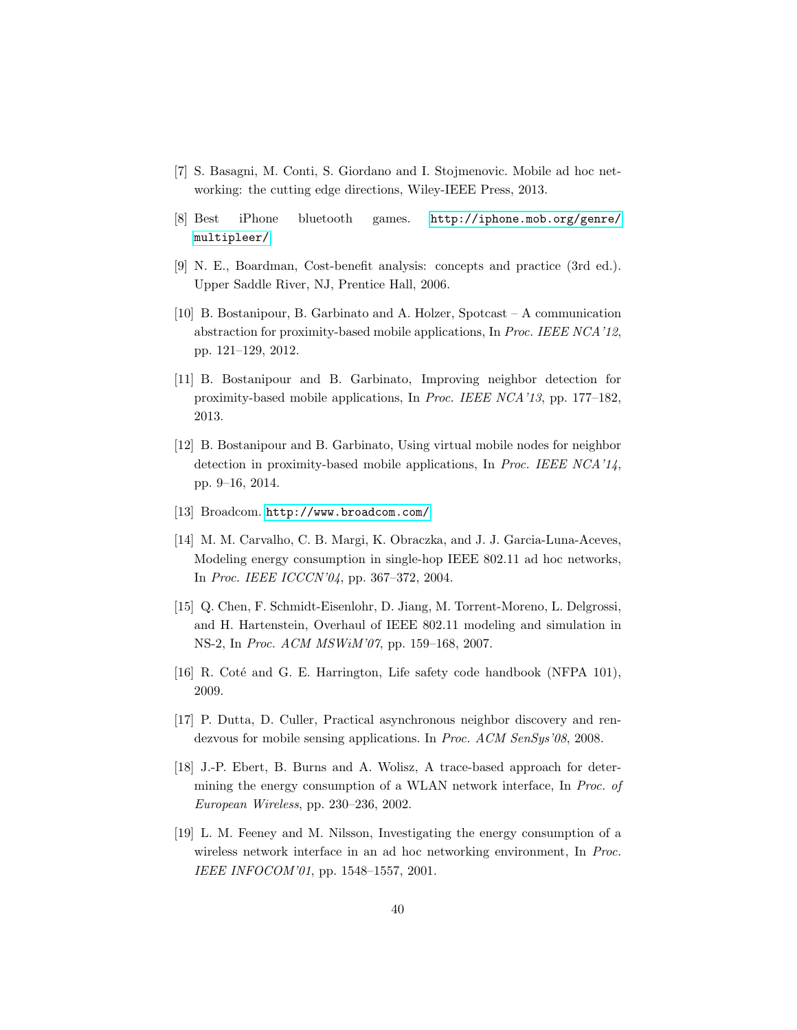[7] S. Basagni, M. Conti, S. Giordano and I. Stojmenovic. Mobile ad hoc networking: the cutting edge directions, Wiley-IEEE Press, 2013.

[8] Best iPhone bluetooth games. http://iphone.mob.org/genre/multipleer/

[9] N. E., Boardman, Cost-benefit analysis: concepts and practice (3rd ed.). Upper Saddle River, NJ, Prentice Hall, 2006.

[10] B. Bostanipour, B. Garbinato and A. Holzer, Spotcast – A communication abstraction for proximity-based mobile applications, In *Proc. IEEE NCA'12*, pp. 121–129, 2012.

[11] B. Bostanipour and B. Garbinato, Improving neighbor detection for proximity-based mobile applications, In *Proc. IEEE NCA'13*, pp. 177–182, 2013.

[12] B. Bostanipour and B. Garbinato, Using virtual mobile nodes for neighbor detection in proximity-based mobile applications, In *Proc. IEEE NCA'14*, pp. 9–16, 2014.

[13] Broadcom. http://www.broadcom.com/

[14] M. M. Carvalho, C. B. Margi, K. Obraczka, and J. J. Garcia-Luna-Aceves, Modeling energy consumption in single-hop IEEE 802.11 ad hoc networks, In *Proc. IEEE ICCCN'04*, pp. 367–372, 2004.

[15] Q. Chen, F. Schmidt-Eisenlohr, D. Jiang, M. Torrent-Moreno, L. Delgrossi, and H. Hartenstein, Overhaul of IEEE 802.11 modeling and simulation in NS-2, In *Proc. ACM MSWiM'07*, pp. 159–168, 2007.

[16] R. Coté and G. E. Harrington, Life safety code handbook (NFPA 101), 2009.

[17] P. Dutta, D. Culler, Practical asynchronous neighbor discovery and rendezvous for mobile sensing applications. In *Proc. ACM SenSys'08*, 2008.

[18] J.-P. Ebert, B. Burns and A. Wolisz, A trace-based approach for determining the energy consumption of a WLAN network interface, In *Proc. of European Wireless*, pp. 230–236, 2002.

[19] L. M. Feeney and M. Nilsson, Investigating the energy consumption of a wireless network interface in an ad hoc networking environment, In *Proc. IEEE INFOCOM'01*, pp. 1548–1557, 2001.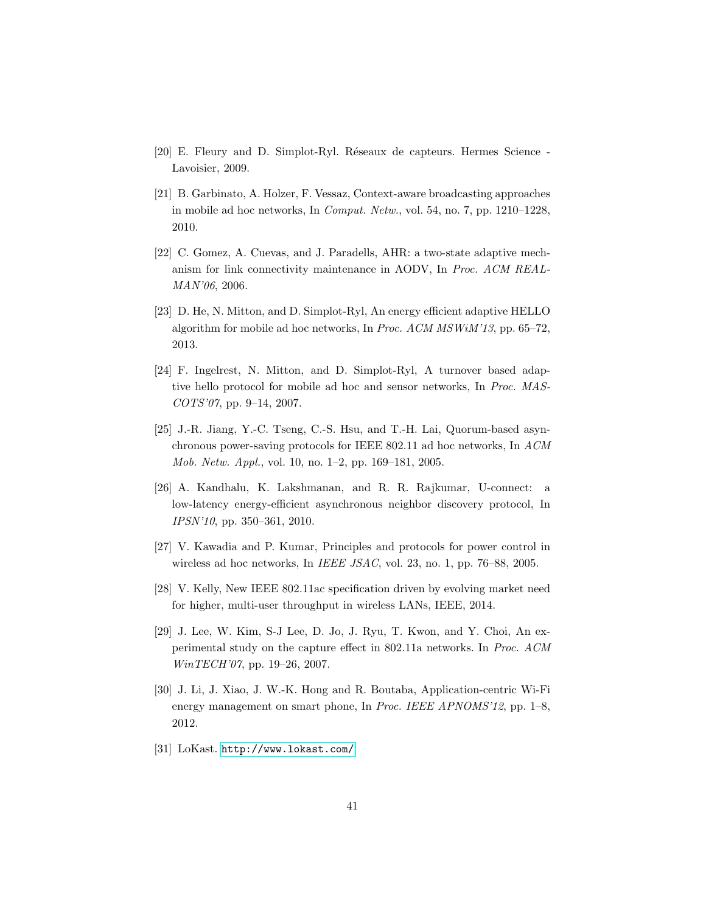[20] E. Fleury and D. Simplot-Ryl. Réseaux de capteurs. Hermes Science - Lavoisier, 2009.

[21] B. Garbinato, A. Holzer, F. Vessaz, Context-aware broadcasting approaches in mobile ad hoc networks, In *Comput. Netw.*, vol. 54, no. 7, pp. 1210–1228, 2010.

[22] C. Gomez, A. Cuevas, and J. Paradells, AHR: a two-state adaptive mechanism for link connectivity maintenance in AODV, In *Proc. ACM REALMAN'06*, 2006.

[23] D. He, N. Mitton, and D. Simplot-Ryl, An energy efficient adaptive HELLO algorithm for mobile ad hoc networks, In *Proc. ACM MSWiM'13*, pp. 65–72, 2013.

[24] F. Ingelrest, N. Mitton, and D. Simplot-Ryl, A turnover based adaptive hello protocol for mobile ad hoc and sensor networks, In *Proc. MASCOTS'07*, pp. 9–14, 2007.

[25] J.-R. Jiang, Y.-C. Tseng, C.-S. Hsu, and T.-H. Lai, Quorum-based asynchronous power-saving protocols for IEEE 802.11 ad hoc networks, In *ACM Mob. Netw. Appl.*, vol. 10, no. 1–2, pp. 169–181, 2005.

[26] A. Kandhalu, K. Lakshmanan, and R. R. Rajkumar, U-connect: a low-latency energy-efficient asynchronous neighbor discovery protocol, In *IPSN'10*, pp. 350–361, 2010.

[27] V. Kawadia and P. Kumar, Principles and protocols for power control in wireless ad hoc networks, In *IEEE JSAC*, vol. 23, no. 1, pp. 76–88, 2005.

[28] V. Kelly, New IEEE 802.11ac specification driven by evolving market need for higher, multi-user throughput in wireless LANs, IEEE, 2014.

[29] J. Lee, W. Kim, S-J Lee, D. Jo, J. Ryu, T. Kwon, and Y. Choi, An experimental study on the capture effect in 802.11a networks. In *Proc. ACM WinTECH'07*, pp. 19–26, 2007.

[30] J. Li, J. Xiao, J. W.-K. Hong and R. Boutaba, Application-centric Wi-Fi energy management on smart phone, In *Proc. IEEE APNOMS'12*, pp. 1–8, 2012.

[31] LoKast. http://www.lokast.com/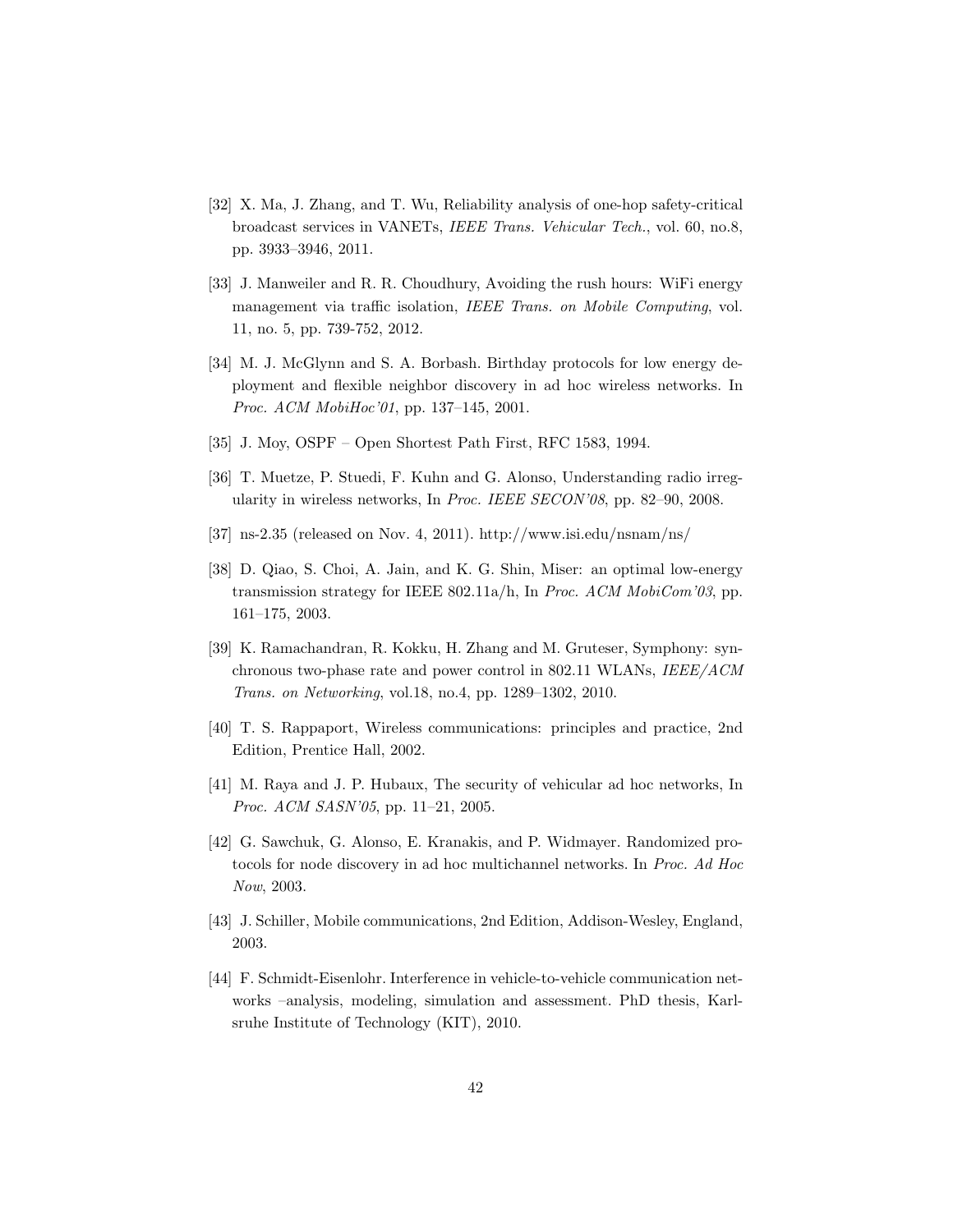[32] X. Ma, J. Zhang, and T. Wu, Reliability analysis of one-hop safety-critical broadcast services in VANETs, *IEEE Trans. Vehicular Tech.*, vol. 60, no.8, pp. 3933–3946, 2011.

[33] J. Manweiler and R. R. Choudhury, Avoiding the rush hours: WiFi energy management via traffic isolation, *IEEE Trans. on Mobile Computing*, vol. 11, no. 5, pp. 739-752, 2012.

[34] M. J. McGlynn and S. A. Borbash. Birthday protocols for low energy deployment and flexible neighbor discovery in ad hoc wireless networks. In *Proc. ACM MobiHoc'01*, pp. 137–145, 2001.

[35] J. Moy, OSPF – Open Shortest Path First, RFC 1583, 1994.

[36] T. Muetze, P. Stuedi, F. Kuhn and G. Alonso, Understanding radio irregularity in wireless networks, In *Proc. IEEE SECON'08*, pp. 82–90, 2008.

[37] ns-2.35 (released on Nov. 4, 2011). http://www.isi.edu/nsnam/ns/

[38] D. Qiao, S. Choi, A. Jain, and K. G. Shin, Miser: an optimal low-energy transmission strategy for IEEE 802.11a/h, In *Proc. ACM MobiCom'03*, pp. 161–175, 2003.

[39] K. Ramachandran, R. Kokku, H. Zhang and M. Gruteser, Symphony: synchronous two-phase rate and power control in 802.11 WLANs, *IEEE/ACM Trans. on Networking*, vol.18, no.4, pp. 1289–1302, 2010.

[40] T. S. Rappaport, Wireless communications: principles and practice, 2nd Edition, Prentice Hall, 2002.

[41] M. Raya and J. P. Hubaux, The security of vehicular ad hoc networks, In *Proc. ACM SASN'05*, pp. 11–21, 2005.

[42] G. Sawchuk, G. Alonso, E. Kranakis, and P. Widmayer. Randomized protocols for node discovery in ad hoc multichannel networks. In *Proc. Ad Hoc Now*, 2003.

[43] J. Schiller, Mobile communications, 2nd Edition, Addison-Wesley, England, 2003.

[44] F. Schmidt-Eisenlohr. Interference in vehicle-to-vehicle communication networks –analysis, modeling, simulation and assessment. PhD thesis, Karlsruhe Institute of Technology (KIT), 2010.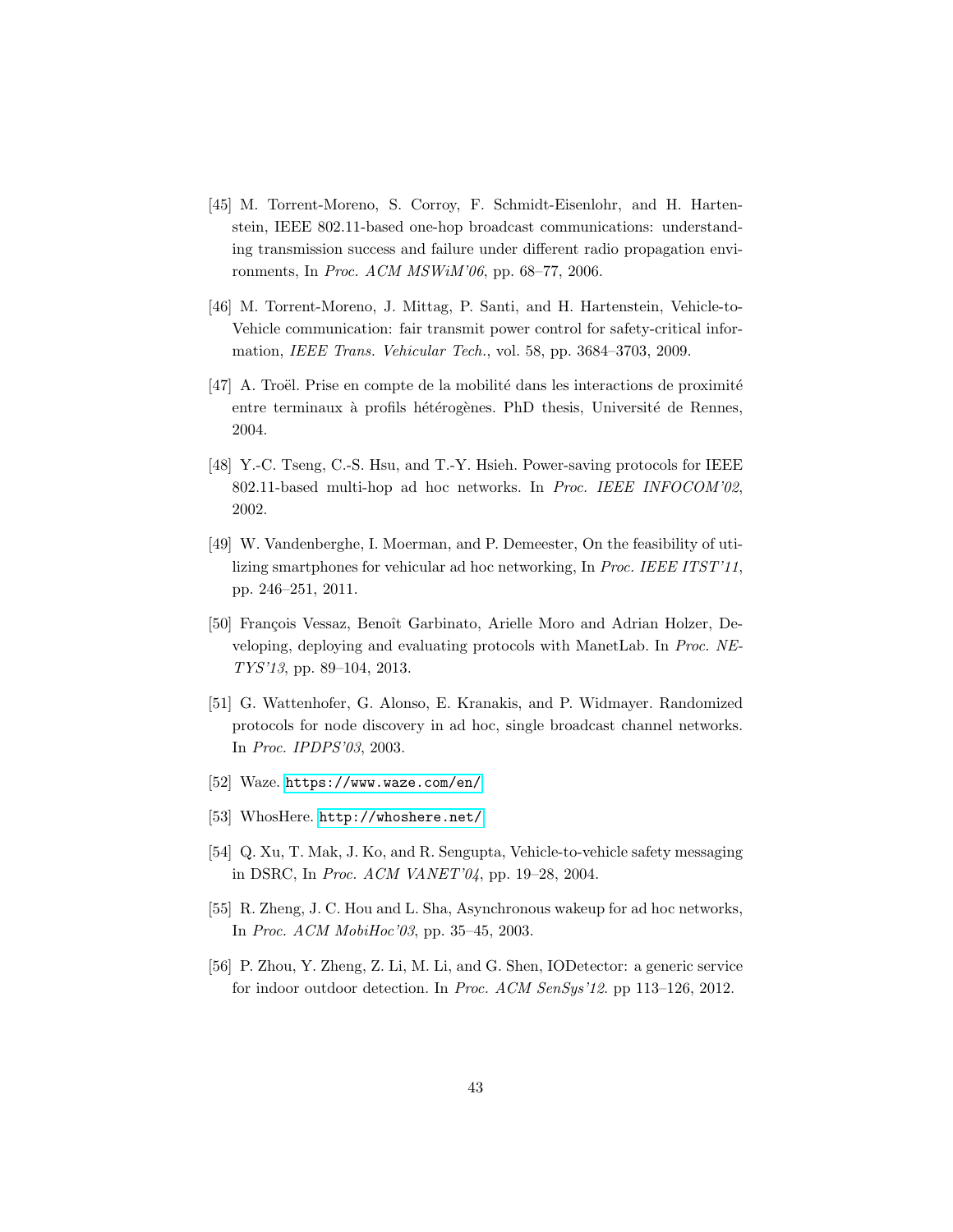[45] M. Torrent-Moreno, S. Corroy, F. Schmidt-Eisenlohr, and H. Hartenstein, IEEE 802.11-based one-hop broadcast communications: understanding transmission success and failure under different radio propagation environments, In *Proc. ACM MSWiM'06*, pp. 68–77, 2006.

[46] M. Torrent-Moreno, J. Mittag, P. Santi, and H. Hartenstein, Vehicle-to-Vehicle communication: fair transmit power control for safety-critical information, *IEEE Trans. Vehicular Tech.*, vol. 58, pp. 3684–3703, 2009.

[47] A. Troël. Prise en compte de la mobilité dans les interactions de proximité entre terminaux à profils hétérogènes. PhD thesis, Université de Rennes, 2004.

[48] Y.-C. Tseng, C.-S. Hsu, and T.-Y. Hsieh. Power-saving protocols for IEEE 802.11-based multi-hop ad hoc networks. In *Proc. IEEE INFOCOM'02*, 2002.

[49] W. Vandenberghe, I. Moerman, and P. Demeester, On the feasibility of utilizing smartphones for vehicular ad hoc networking, In *Proc. IEEE ITST'11*, pp. 246–251, 2011.

[50] François Vessaz, Benoît Garbinato, Arielle Moro and Adrian Holzer, Developing, deploying and evaluating protocols with ManetLab. In *Proc. NETYS'13*, pp. 89–104, 2013.

[51] G. Wattenhofer, G. Alonso, E. Kranakis, and P. Widmayer. Randomized protocols for node discovery in ad hoc, single broadcast channel networks. In *Proc. IPDPS'03*, 2003.

[52] Waze. https://www.waze.com/en/

[53] WhosHere. http://whoshere.net/

[54] Q. Xu, T. Mak, J. Ko, and R. Sengupta, Vehicle-to-vehicle safety messaging in DSRC, In *Proc. ACM VANET'04*, pp. 19–28, 2004.

[55] R. Zheng, J. C. Hou and L. Sha, Asynchronous wakeup for ad hoc networks, In *Proc. ACM MobiHoc'03*, pp. 35–45, 2003.

[56] P. Zhou, Y. Zheng, Z. Li, M. Li, and G. Shen, IODetector: a generic service for indoor outdoor detection. In *Proc. ACM SenSys'12*. pp 113–126, 2012.